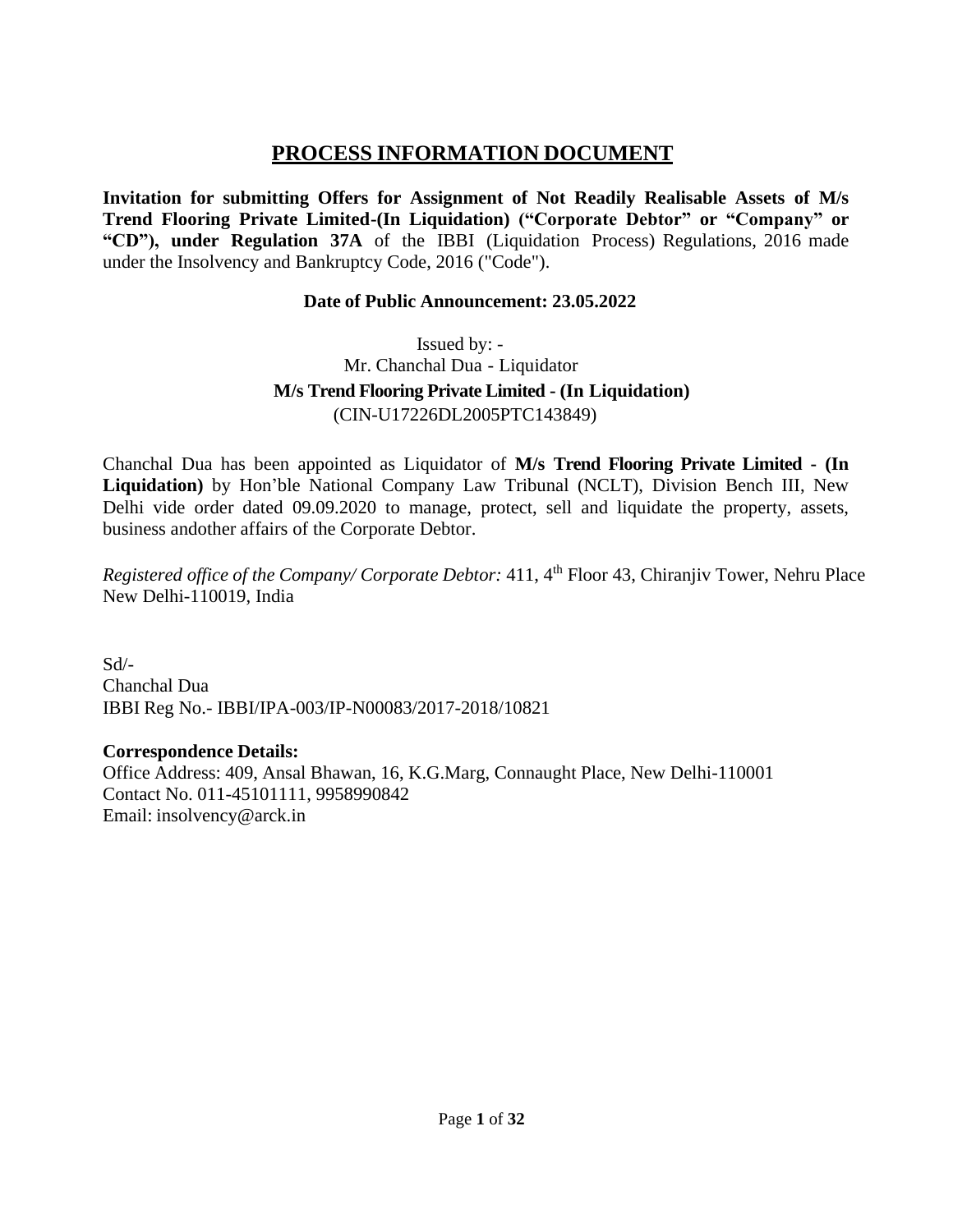# PROCESS INFORMATION DOCUMENT

**Invitation for submitting Offers for Assignment of Not Readily Realisable Assets of M/s Trend Flooring Private Limited-(In Liquidation) ("Corporate Debtor" or "Company" or "CD"), under Regulation 37A** of the IBBI (Liquidation Process) Regulations, 2016 made under the Insolvency and Bankruptcy Code, 2016 ("Code").

**Date of Public Announcement: 23.05.2022**

Issued by: -
Mr. Chanchal Dua - Liquidator
**M/s Trend Flooring Private Limited - (In Liquidation)**
(CIN-U17226DL2005PTC143849)

Chanchal Dua has been appointed as Liquidator of **M/s Trend Flooring Private Limited - (In Liquidation)** by Hon'ble National Company Law Tribunal (NCLT), Division Bench III, New Delhi vide order dated 09.09.2020 to manage, protect, sell and liquidate the property, assets, business andother affairs of the Corporate Debtor.

*Registered office of the Company/ Corporate Debtor:* 411, 4th Floor 43, Chiranjiv Tower, Nehru Place New Delhi-110019, India

Sd/-
Chanchal Dua
IBBI Reg No.- IBBI/IPA-003/IP-N00083/2017-2018/10821

**Correspondence Details:**
Office Address: 409, Ansal Bhawan, 16, K.G.Marg, Connaught Place, New Delhi-110001
Contact No. 011-45101111, 9958990842
Email: insolvency@arck.in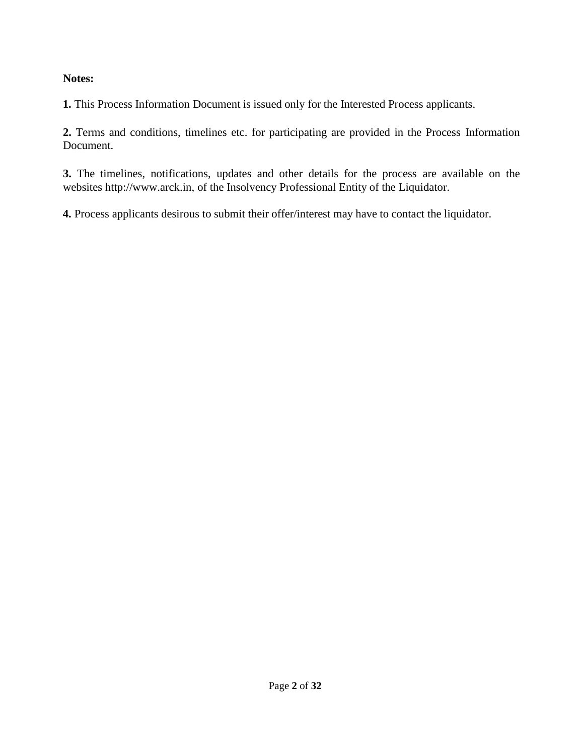**Notes:**

**1.** This Process Information Document is issued only for the Interested Process applicants.

**2.** Terms and conditions, timelines etc. for participating are provided in the Process Information Document.

**3.** The timelines, notifications, updates and other details for the process are available on the websites http://www.arck.in, of the Insolvency Professional Entity of the Liquidator.

**4.** Process applicants desirous to submit their offer/interest may have to contact the liquidator.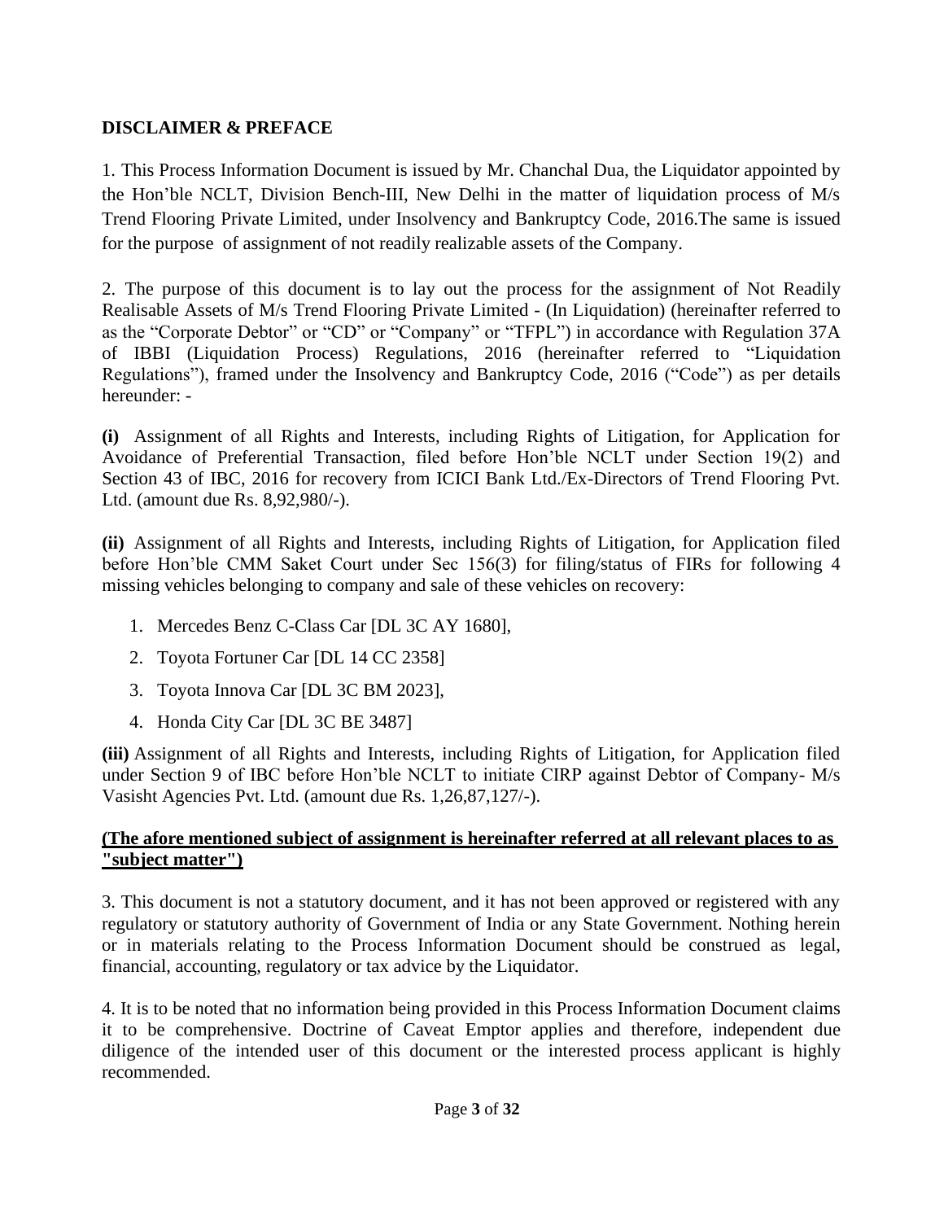## DISCLAIMER & PREFACE

1. This Process Information Document is issued by Mr. Chanchal Dua, the Liquidator appointed by the Hon'ble NCLT, Division Bench-III, New Delhi in the matter of liquidation process of M/s Trend Flooring Private Limited, under Insolvency and Bankruptcy Code, 2016.The same is issued for the purpose of assignment of not readily realizable assets of the Company.

2. The purpose of this document is to lay out the process for the assignment of Not Readily Realisable Assets of M/s Trend Flooring Private Limited - (In Liquidation) (hereinafter referred to as the "Corporate Debtor" or "CD" or "Company" or "TFPL") in accordance with Regulation 37A of IBBI (Liquidation Process) Regulations, 2016 (hereinafter referred to "Liquidation Regulations"), framed under the Insolvency and Bankruptcy Code, 2016 ("Code") as per details hereunder: -

**(i)** Assignment of all Rights and Interests, including Rights of Litigation, for Application for Avoidance of Preferential Transaction, filed before Hon'ble NCLT under Section 19(2) and Section 43 of IBC, 2016 for recovery from ICICI Bank Ltd./Ex-Directors of Trend Flooring Pvt. Ltd. (amount due Rs. 8,92,980/-).

**(ii)** Assignment of all Rights and Interests, including Rights of Litigation, for Application filed before Hon'ble CMM Saket Court under Sec 156(3) for filing/status of FIRs for following 4 missing vehicles belonging to company and sale of these vehicles on recovery:

1. Mercedes Benz C-Class Car [DL 3C AY 1680],
2. Toyota Fortuner Car [DL 14 CC 2358]
3. Toyota Innova Car [DL 3C BM 2023],
4. Honda City Car [DL 3C BE 3487]

**(iii)** Assignment of all Rights and Interests, including Rights of Litigation, for Application filed under Section 9 of IBC before Hon'ble NCLT to initiate CIRP against Debtor of Company- M/s Vasisht Agencies Pvt. Ltd. (amount due Rs. 1,26,87,127/-).

**(The afore mentioned subject of assignment is hereinafter referred at all relevant places to as "subject matter")**

3. This document is not a statutory document, and it has not been approved or registered with any regulatory or statutory authority of Government of India or any State Government. Nothing herein or in materials relating to the Process Information Document should be construed as legal, financial, accounting, regulatory or tax advice by the Liquidator.

4. It is to be noted that no information being provided in this Process Information Document claims it to be comprehensive. Doctrine of Caveat Emptor applies and therefore, independent due diligence of the intended user of this document or the interested process applicant is highly recommended.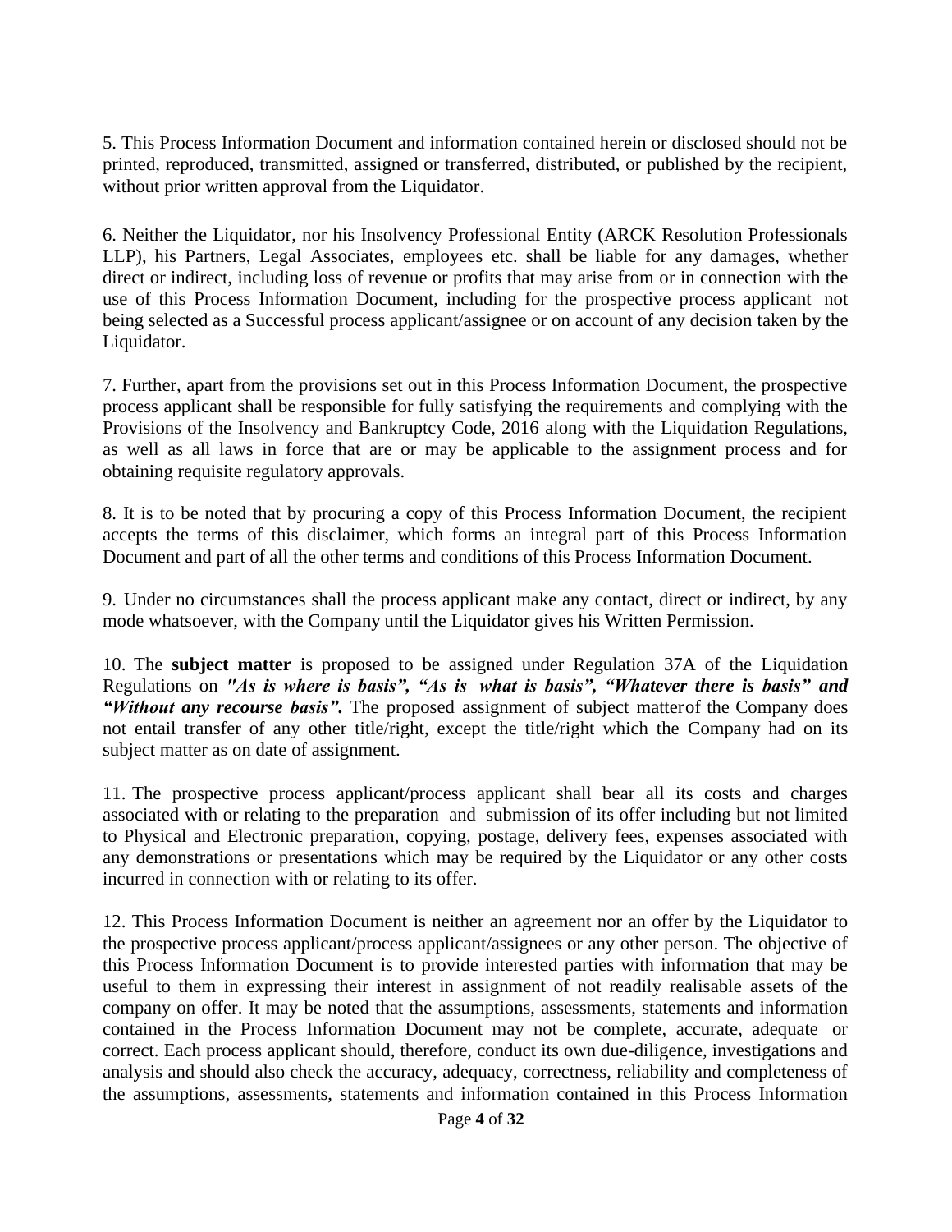5. This Process Information Document and information contained herein or disclosed should not be printed, reproduced, transmitted, assigned or transferred, distributed, or published by the recipient, without prior written approval from the Liquidator.

6. Neither the Liquidator, nor his Insolvency Professional Entity (ARCK Resolution Professionals LLP), his Partners, Legal Associates, employees etc. shall be liable for any damages, whether direct or indirect, including loss of revenue or profits that may arise from or in connection with the use of this Process Information Document, including for the prospective process applicant not being selected as a Successful process applicant/assignee or on account of any decision taken by the Liquidator.

7. Further, apart from the provisions set out in this Process Information Document, the prospective process applicant shall be responsible for fully satisfying the requirements and complying with the Provisions of the Insolvency and Bankruptcy Code, 2016 along with the Liquidation Regulations, as well as all laws in force that are or may be applicable to the assignment process and for obtaining requisite regulatory approvals.

8. It is to be noted that by procuring a copy of this Process Information Document, the recipient accepts the terms of this disclaimer, which forms an integral part of this Process Information Document and part of all the other terms and conditions of this Process Information Document.

9. Under no circumstances shall the process applicant make any contact, direct or indirect, by any mode whatsoever, with the Company until the Liquidator gives his Written Permission.

10. The **subject matter** is proposed to be assigned under Regulation 37A of the Liquidation Regulations on ***"As is where is basis", "As is what is basis", "Whatever there is basis" and "Without any recourse basis".*** The proposed assignment of subject matterof the Company does not entail transfer of any other title/right, except the title/right which the Company had on its subject matter as on date of assignment.

11. The prospective process applicant/process applicant shall bear all its costs and charges associated with or relating to the preparation and submission of its offer including but not limited to Physical and Electronic preparation, copying, postage, delivery fees, expenses associated with any demonstrations or presentations which may be required by the Liquidator or any other costs incurred in connection with or relating to its offer.

12. This Process Information Document is neither an agreement nor an offer by the Liquidator to the prospective process applicant/process applicant/assignees or any other person. The objective of this Process Information Document is to provide interested parties with information that may be useful to them in expressing their interest in assignment of not readily realisable assets of the company on offer. It may be noted that the assumptions, assessments, statements and information contained in the Process Information Document may not be complete, accurate, adequate or correct. Each process applicant should, therefore, conduct its own due-diligence, investigations and analysis and should also check the accuracy, adequacy, correctness, reliability and completeness of the assumptions, assessments, statements and information contained in this Process Information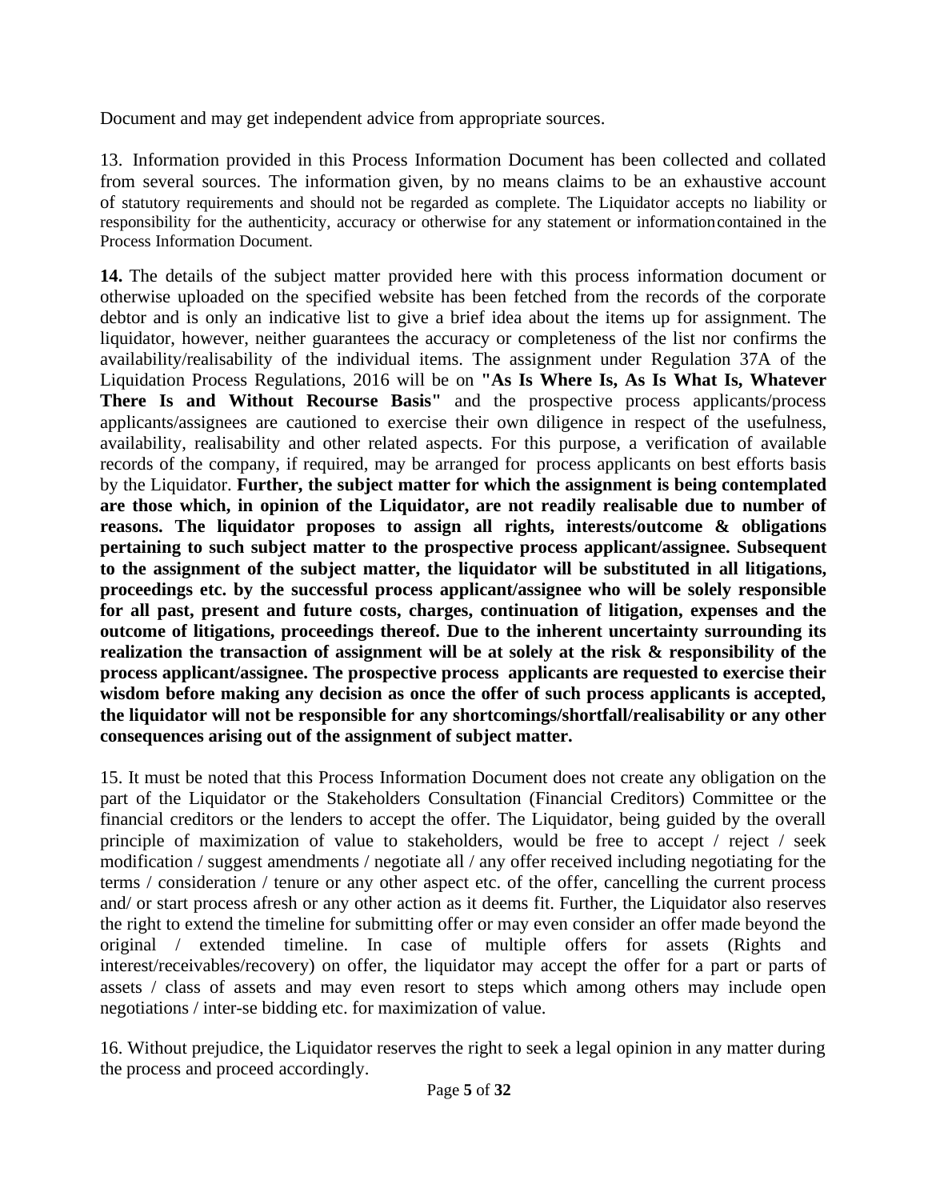Document and may get independent advice from appropriate sources.

13. Information provided in this Process Information Document has been collected and collated from several sources. The information given, by no means claims to be an exhaustive account of statutory requirements and should not be regarded as complete. The Liquidator accepts no liability or responsibility for the authenticity, accuracy or otherwise for any statement or information contained in the Process Information Document.

**14.** The details of the subject matter provided here with this process information document or otherwise uploaded on the specified website has been fetched from the records of the corporate debtor and is only an indicative list to give a brief idea about the items up for assignment. The liquidator, however, neither guarantees the accuracy or completeness of the list nor confirms the availability/realisability of the individual items. The assignment under Regulation 37A of the Liquidation Process Regulations, 2016 will be on **"As Is Where Is, As Is What Is, Whatever There Is and Without Recourse Basis"** and the prospective process applicants/process applicants/assignees are cautioned to exercise their own diligence in respect of the usefulness, availability, realisability and other related aspects. For this purpose, a verification of available records of the company, if required, may be arranged for process applicants on best efforts basis by the Liquidator. **Further, the subject matter for which the assignment is being contemplated are those which, in opinion of the Liquidator, are not readily realisable due to number of reasons. The liquidator proposes to assign all rights, interests/outcome & obligations pertaining to such subject matter to the prospective process applicant/assignee. Subsequent to the assignment of the subject matter, the liquidator will be substituted in all litigations, proceedings etc. by the successful process applicant/assignee who will be solely responsible for all past, present and future costs, charges, continuation of litigation, expenses and the outcome of litigations, proceedings thereof. Due to the inherent uncertainty surrounding its realization the transaction of assignment will be at solely at the risk & responsibility of the process applicant/assignee. The prospective process applicants are requested to exercise their wisdom before making any decision as once the offer of such process applicants is accepted, the liquidator will not be responsible for any shortcomings/shortfall/realisability or any other consequences arising out of the assignment of subject matter.**

15. It must be noted that this Process Information Document does not create any obligation on the part of the Liquidator or the Stakeholders Consultation (Financial Creditors) Committee or the financial creditors or the lenders to accept the offer. The Liquidator, being guided by the overall principle of maximization of value to stakeholders, would be free to accept / reject / seek modification / suggest amendments / negotiate all / any offer received including negotiating for the terms / consideration / tenure or any other aspect etc. of the offer, cancelling the current process and/ or start process afresh or any other action as it deems fit. Further, the Liquidator also reserves the right to extend the timeline for submitting offer or may even consider an offer made beyond the original / extended timeline. In case of multiple offers for assets (Rights and interest/receivables/recovery) on offer, the liquidator may accept the offer for a part or parts of assets / class of assets and may even resort to steps which among others may include open negotiations / inter-se bidding etc. for maximization of value.

16. Without prejudice, the Liquidator reserves the right to seek a legal opinion in any matter during the process and proceed accordingly.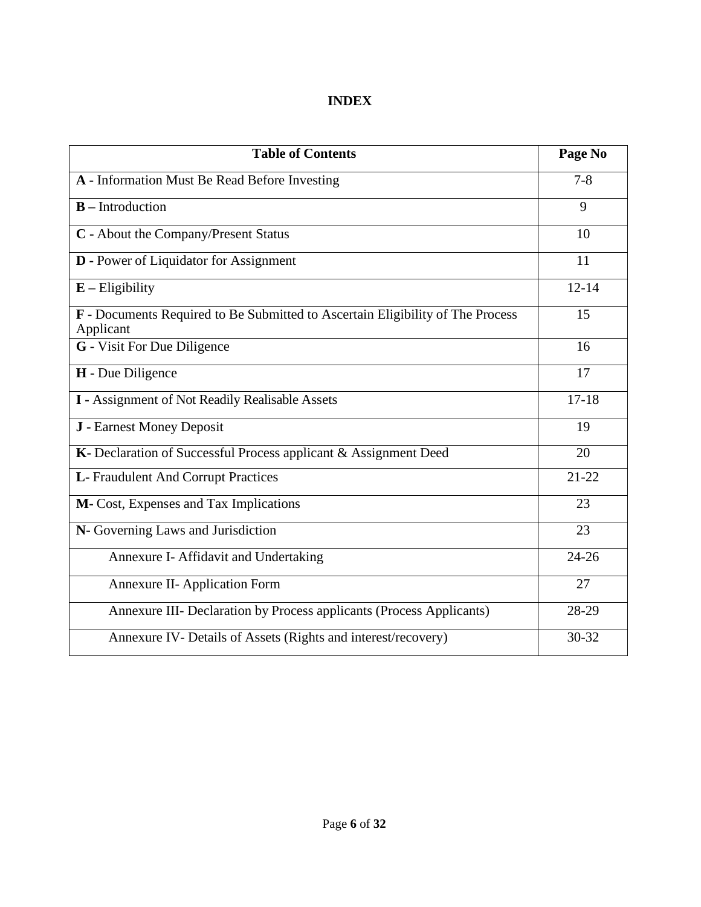# INDEX

| Table of Contents | Page No |
|---|---|
| **A -** Information Must Be Read Before Investing | 7-8 |
| **B –** Introduction | 9 |
| **C -** About the Company/Present Status | 10 |
| **D -** Power of Liquidator for Assignment | 11 |
| **E –** Eligibility | 12-14 |
| **F -** Documents Required to Be Submitted to Ascertain Eligibility of The Process Applicant | 15 |
| **G -** Visit For Due Diligence | 16 |
| **H -** Due Diligence | 17 |
| **I -** Assignment of Not Readily Realisable Assets | 17-18 |
| **J -** Earnest Money Deposit | 19 |
| **K-** Declaration of Successful Process applicant & Assignment Deed | 20 |
| **L-** Fraudulent And Corrupt Practices | 21-22 |
| **M-** Cost, Expenses and Tax Implications | 23 |
| **N-** Governing Laws and Jurisdiction | 23 |
| Annexure I- Affidavit and Undertaking | 24-26 |
| Annexure II- Application Form | 27 |
| Annexure III- Declaration by Process applicants (Process Applicants) | 28-29 |
| Annexure IV- Details of Assets (Rights and interest/recovery) | 30-32 |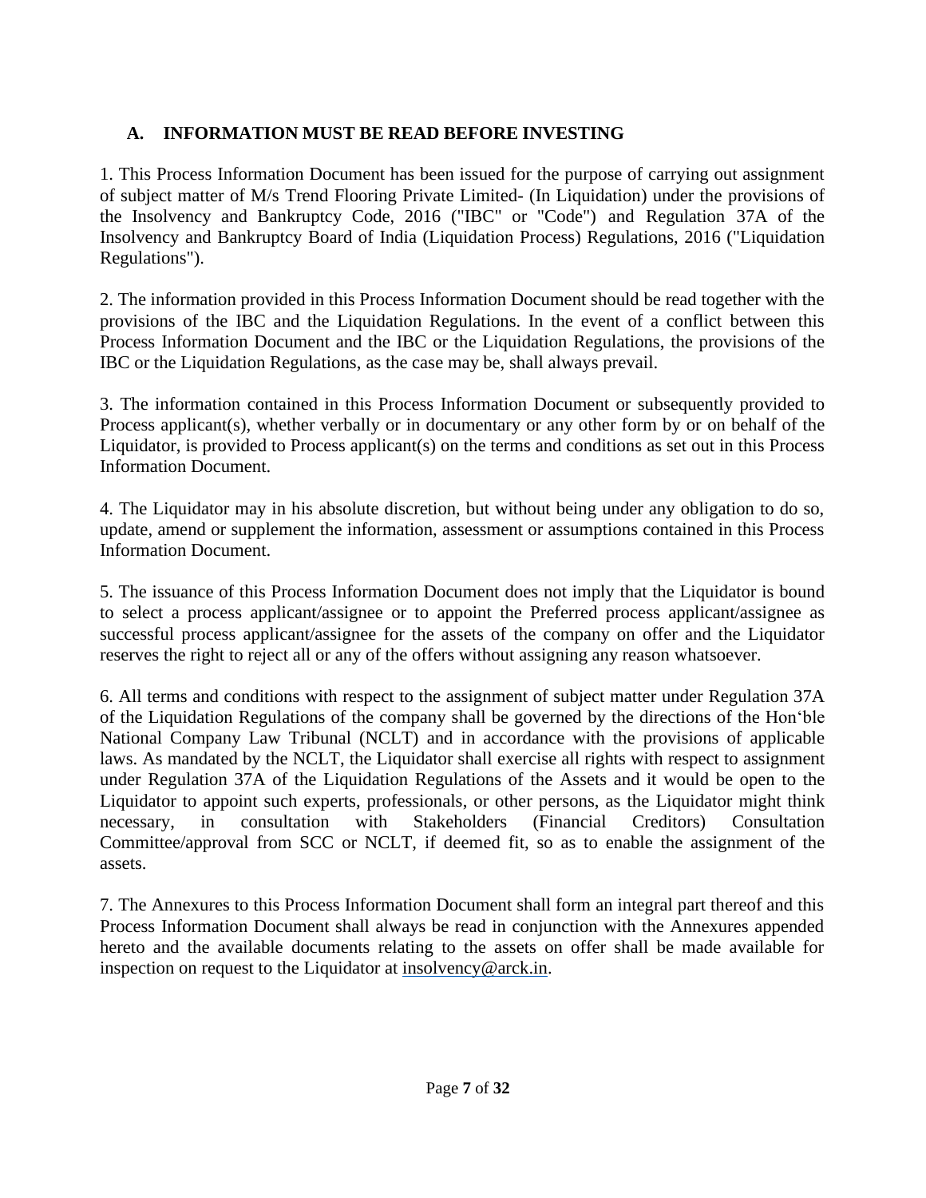## A. INFORMATION MUST BE READ BEFORE INVESTING

1. This Process Information Document has been issued for the purpose of carrying out assignment of subject matter of M/s Trend Flooring Private Limited- (In Liquidation) under the provisions of the Insolvency and Bankruptcy Code, 2016 ("IBC" or "Code") and Regulation 37A of the Insolvency and Bankruptcy Board of India (Liquidation Process) Regulations, 2016 ("Liquidation Regulations").

2. The information provided in this Process Information Document should be read together with the provisions of the IBC and the Liquidation Regulations. In the event of a conflict between this Process Information Document and the IBC or the Liquidation Regulations, the provisions of the IBC or the Liquidation Regulations, as the case may be, shall always prevail.

3. The information contained in this Process Information Document or subsequently provided to Process applicant(s), whether verbally or in documentary or any other form by or on behalf of the Liquidator, is provided to Process applicant(s) on the terms and conditions as set out in this Process Information Document.

4. The Liquidator may in his absolute discretion, but without being under any obligation to do so, update, amend or supplement the information, assessment or assumptions contained in this Process Information Document.

5. The issuance of this Process Information Document does not imply that the Liquidator is bound to select a process applicant/assignee or to appoint the Preferred process applicant/assignee as successful process applicant/assignee for the assets of the company on offer and the Liquidator reserves the right to reject all or any of the offers without assigning any reason whatsoever.

6. All terms and conditions with respect to the assignment of subject matter under Regulation 37A of the Liquidation Regulations of the company shall be governed by the directions of the Hon'ble National Company Law Tribunal (NCLT) and in accordance with the provisions of applicable laws. As mandated by the NCLT, the Liquidator shall exercise all rights with respect to assignment under Regulation 37A of the Liquidation Regulations of the Assets and it would be open to the Liquidator to appoint such experts, professionals, or other persons, as the Liquidator might think necessary, in consultation with Stakeholders (Financial Creditors) Consultation Committee/approval from SCC or NCLT, if deemed fit, so as to enable the assignment of the assets.

7. The Annexures to this Process Information Document shall form an integral part thereof and this Process Information Document shall always be read in conjunction with the Annexures appended hereto and the available documents relating to the assets on offer shall be made available for inspection on request to the Liquidator at insolvency@arck.in.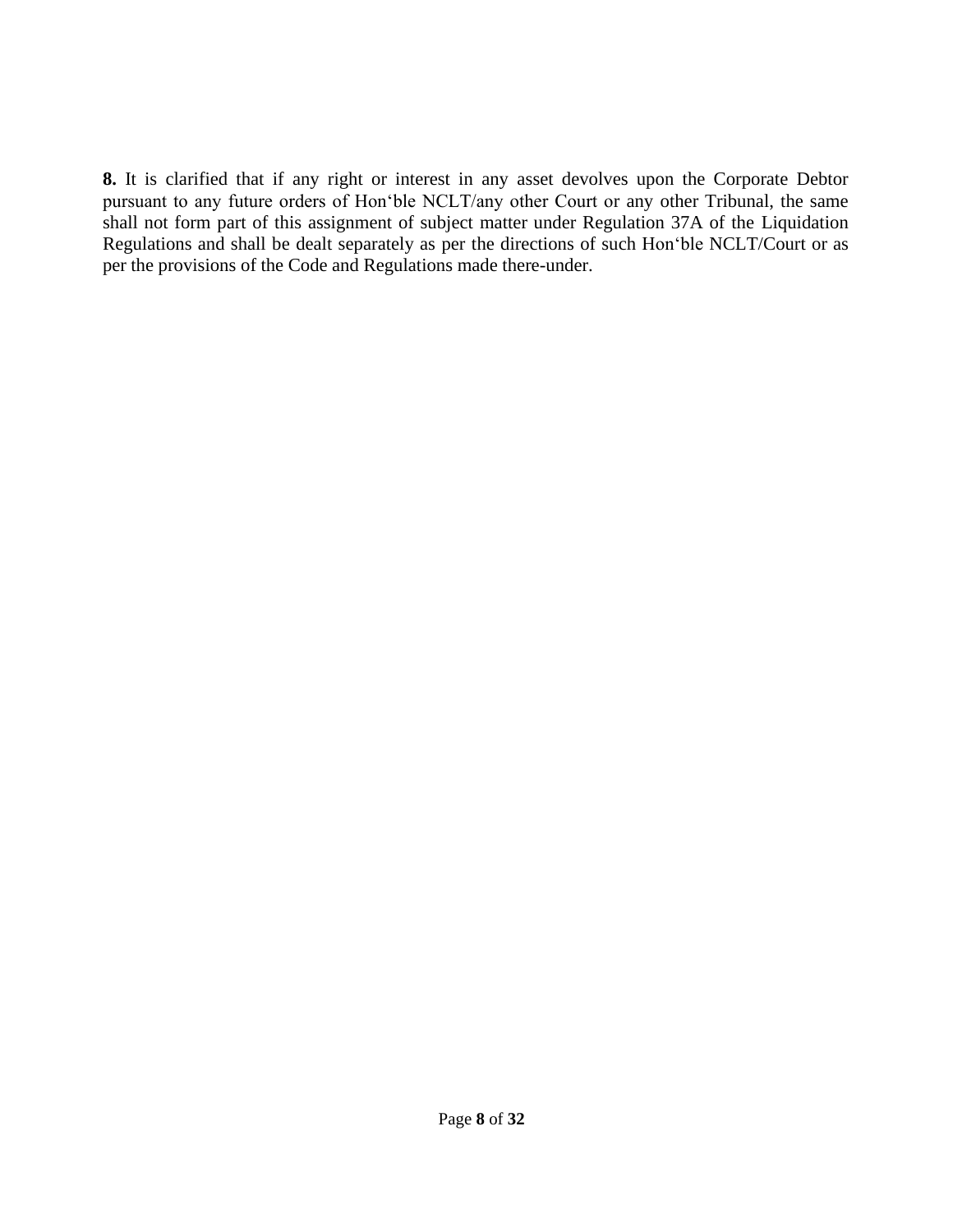**8.** It is clarified that if any right or interest in any asset devolves upon the Corporate Debtor pursuant to any future orders of Hon'ble NCLT/any other Court or any other Tribunal, the same shall not form part of this assignment of subject matter under Regulation 37A of the Liquidation Regulations and shall be dealt separately as per the directions of such Hon'ble NCLT/Court or as per the provisions of the Code and Regulations made there-under.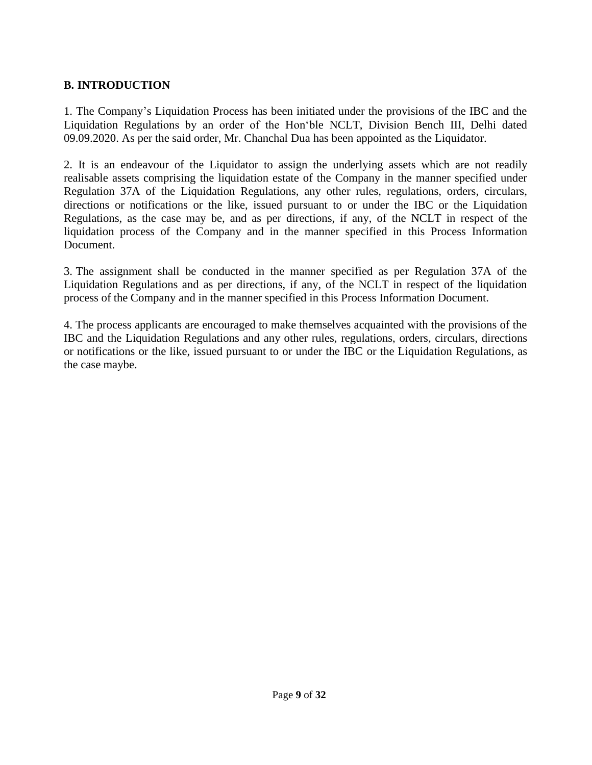## B. INTRODUCTION

1. The Company's Liquidation Process has been initiated under the provisions of the IBC and the Liquidation Regulations by an order of the Hon'ble NCLT, Division Bench III, Delhi dated 09.09.2020. As per the said order, Mr. Chanchal Dua has been appointed as the Liquidator.

2. It is an endeavour of the Liquidator to assign the underlying assets which are not readily realisable assets comprising the liquidation estate of the Company in the manner specified under Regulation 37A of the Liquidation Regulations, any other rules, regulations, orders, circulars, directions or notifications or the like, issued pursuant to or under the IBC or the Liquidation Regulations, as the case may be, and as per directions, if any, of the NCLT in respect of the liquidation process of the Company and in the manner specified in this Process Information Document.

3. The assignment shall be conducted in the manner specified as per Regulation 37A of the Liquidation Regulations and as per directions, if any, of the NCLT in respect of the liquidation process of the Company and in the manner specified in this Process Information Document.

4. The process applicants are encouraged to make themselves acquainted with the provisions of the IBC and the Liquidation Regulations and any other rules, regulations, orders, circulars, directions or notifications or the like, issued pursuant to or under the IBC or the Liquidation Regulations, as the case maybe.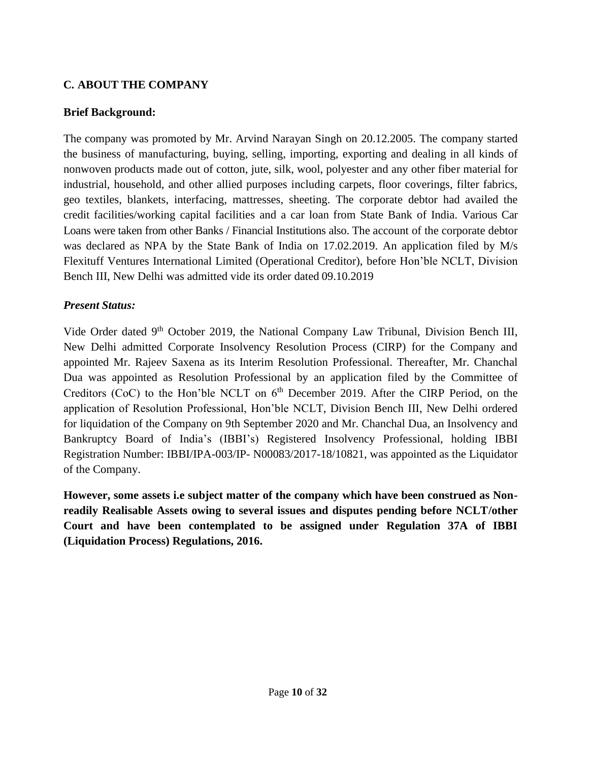## C. ABOUT THE COMPANY

**Brief Background:**

The company was promoted by Mr. Arvind Narayan Singh on 20.12.2005. The company started the business of manufacturing, buying, selling, importing, exporting and dealing in all kinds of nonwoven products made out of cotton, jute, silk, wool, polyester and any other fiber material for industrial, household, and other allied purposes including carpets, floor coverings, filter fabrics, geo textiles, blankets, interfacing, mattresses, sheeting. The corporate debtor had availed the credit facilities/working capital facilities and a car loan from State Bank of India. Various Car Loans were taken from other Banks / Financial Institutions also. The account of the corporate debtor was declared as NPA by the State Bank of India on 17.02.2019. An application filed by M/s Flexituff Ventures International Limited (Operational Creditor), before Hon'ble NCLT, Division Bench III, New Delhi was admitted vide its order dated 09.10.2019

***Present Status:***

Vide Order dated 9th October 2019, the National Company Law Tribunal, Division Bench III, New Delhi admitted Corporate Insolvency Resolution Process (CIRP) for the Company and appointed Mr. Rajeev Saxena as its Interim Resolution Professional. Thereafter, Mr. Chanchal Dua was appointed as Resolution Professional by an application filed by the Committee of Creditors (CoC) to the Hon'ble NCLT on 6th December 2019. After the CIRP Period, on the application of Resolution Professional, Hon'ble NCLT, Division Bench III, New Delhi ordered for liquidation of the Company on 9th September 2020 and Mr. Chanchal Dua, an Insolvency and Bankruptcy Board of India's (IBBI's) Registered Insolvency Professional, holding IBBI Registration Number: IBBI/IPA-003/IP- N00083/2017-18/10821, was appointed as the Liquidator of the Company.

**However, some assets i.e subject matter of the company which have been construed as Non-readily Realisable Assets owing to several issues and disputes pending before NCLT/other Court and have been contemplated to be assigned under Regulation 37A of IBBI (Liquidation Process) Regulations, 2016.**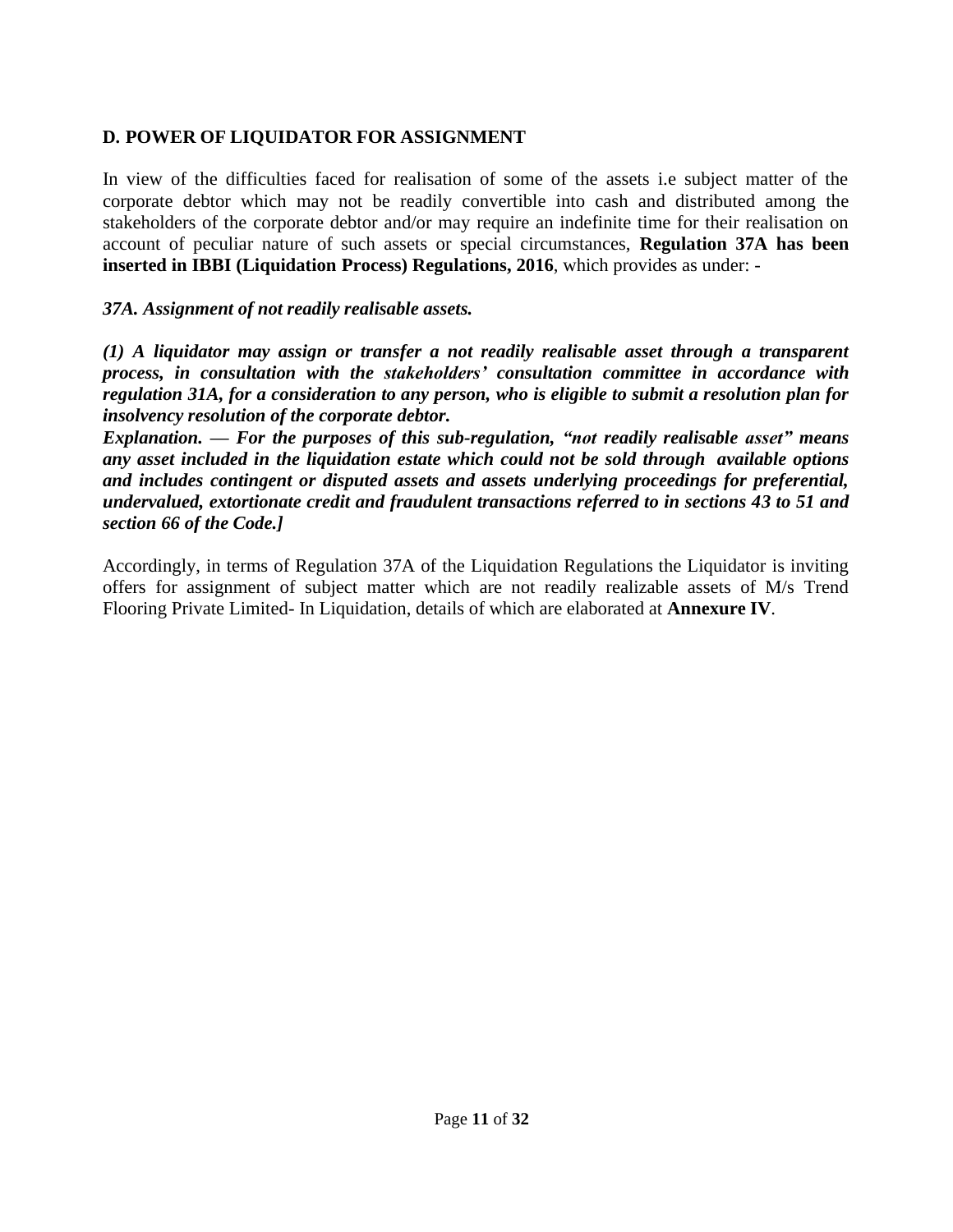## D. POWER OF LIQUIDATOR FOR ASSIGNMENT

In view of the difficulties faced for realisation of some of the assets i.e subject matter of the corporate debtor which may not be readily convertible into cash and distributed among the stakeholders of the corporate debtor and/or may require an indefinite time for their realisation on account of peculiar nature of such assets or special circumstances, **Regulation 37A has been inserted in IBBI (Liquidation Process) Regulations, 2016**, which provides as under: -

***37A. Assignment of not readily realisable assets.***

***(1) A liquidator may assign or transfer a not readily realisable asset through a transparent process, in consultation with the stakeholders' consultation committee in accordance with regulation 31A, for a consideration to any person, who is eligible to submit a resolution plan for insolvency resolution of the corporate debtor.***
***Explanation. — For the purposes of this sub-regulation, "not readily realisable asset" means any asset included in the liquidation estate which could not be sold through available options and includes contingent or disputed assets and assets underlying proceedings for preferential, undervalued, extortionate credit and fraudulent transactions referred to in sections 43 to 51 and section 66 of the Code.]***

Accordingly, in terms of Regulation 37A of the Liquidation Regulations the Liquidator is inviting offers for assignment of subject matter which are not readily realizable assets of M/s Trend Flooring Private Limited- In Liquidation, details of which are elaborated at **Annexure IV**.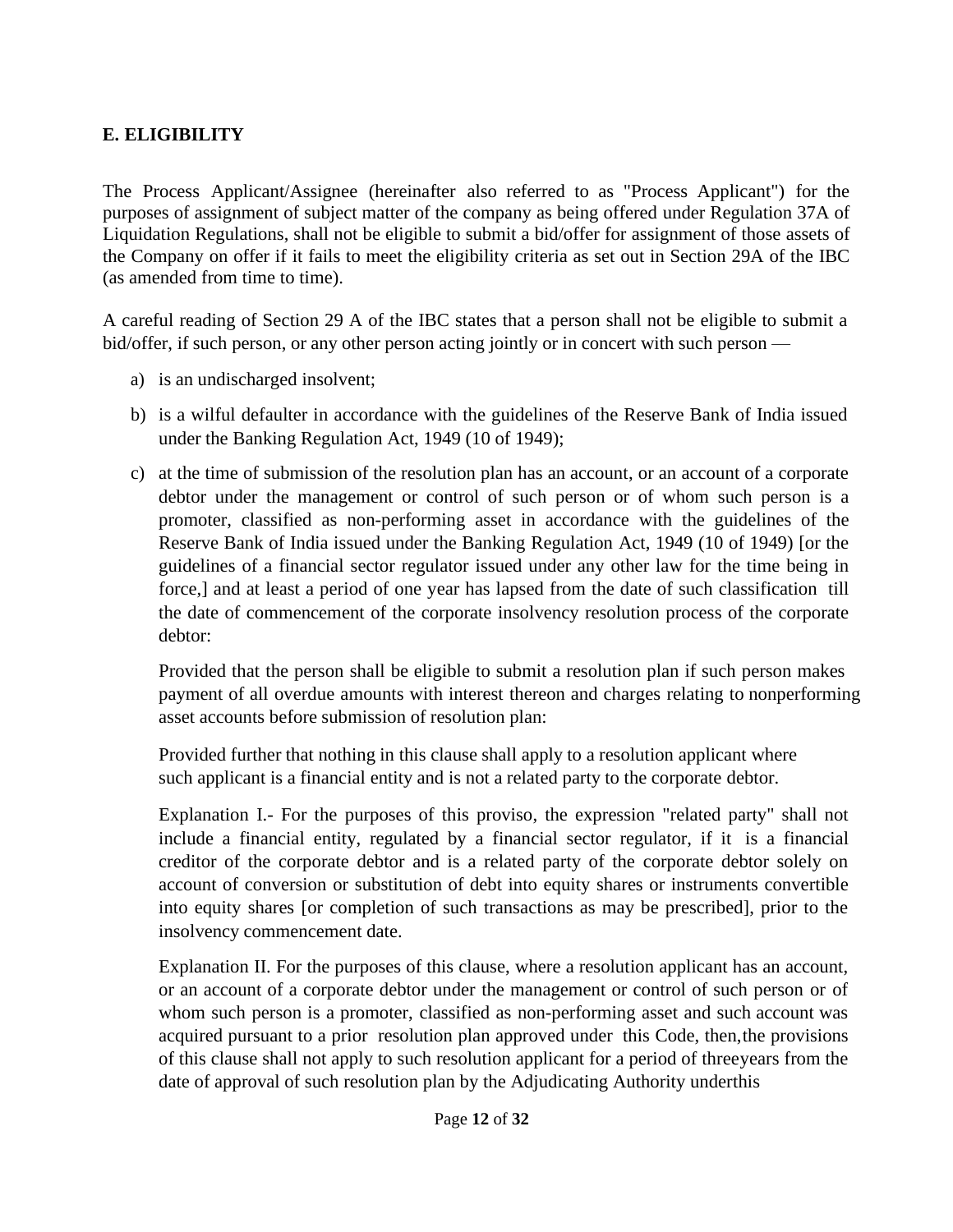## E. ELIGIBILITY

The Process Applicant/Assignee (hereinafter also referred to as "Process Applicant") for the purposes of assignment of subject matter of the company as being offered under Regulation 37A of Liquidation Regulations, shall not be eligible to submit a bid/offer for assignment of those assets of the Company on offer if it fails to meet the eligibility criteria as set out in Section 29A of the IBC (as amended from time to time).

A careful reading of Section 29 A of the IBC states that a person shall not be eligible to submit a bid/offer, if such person, or any other person acting jointly or in concert with such person —

a) is an undischarged insolvent;

b) is a wilful defaulter in accordance with the guidelines of the Reserve Bank of India issued under the Banking Regulation Act, 1949 (10 of 1949);

c) at the time of submission of the resolution plan has an account, or an account of a corporate debtor under the management or control of such person or of whom such person is a promoter, classified as non-performing asset in accordance with the guidelines of the Reserve Bank of India issued under the Banking Regulation Act, 1949 (10 of 1949) [or the guidelines of a financial sector regulator issued under any other law for the time being in force,] and at least a period of one year has lapsed from the date of such classification till the date of commencement of the corporate insolvency resolution process of the corporate debtor:

   Provided that the person shall be eligible to submit a resolution plan if such person makes payment of all overdue amounts with interest thereon and charges relating to nonperforming asset accounts before submission of resolution plan:

   Provided further that nothing in this clause shall apply to a resolution applicant where such applicant is a financial entity and is not a related party to the corporate debtor.

   Explanation I.- For the purposes of this proviso, the expression "related party" shall not include a financial entity, regulated by a financial sector regulator, if it is a financial creditor of the corporate debtor and is a related party of the corporate debtor solely on account of conversion or substitution of debt into equity shares or instruments convertible into equity shares [or completion of such transactions as may be prescribed], prior to the insolvency commencement date.

   Explanation II. For the purposes of this clause, where a resolution applicant has an account, or an account of a corporate debtor under the management or control of such person or of whom such person is a promoter, classified as non-performing asset and such account was acquired pursuant to a prior resolution plan approved under this Code, then,the provisions of this clause shall not apply to such resolution applicant for a period of threeyears from the date of approval of such resolution plan by the Adjudicating Authority underthis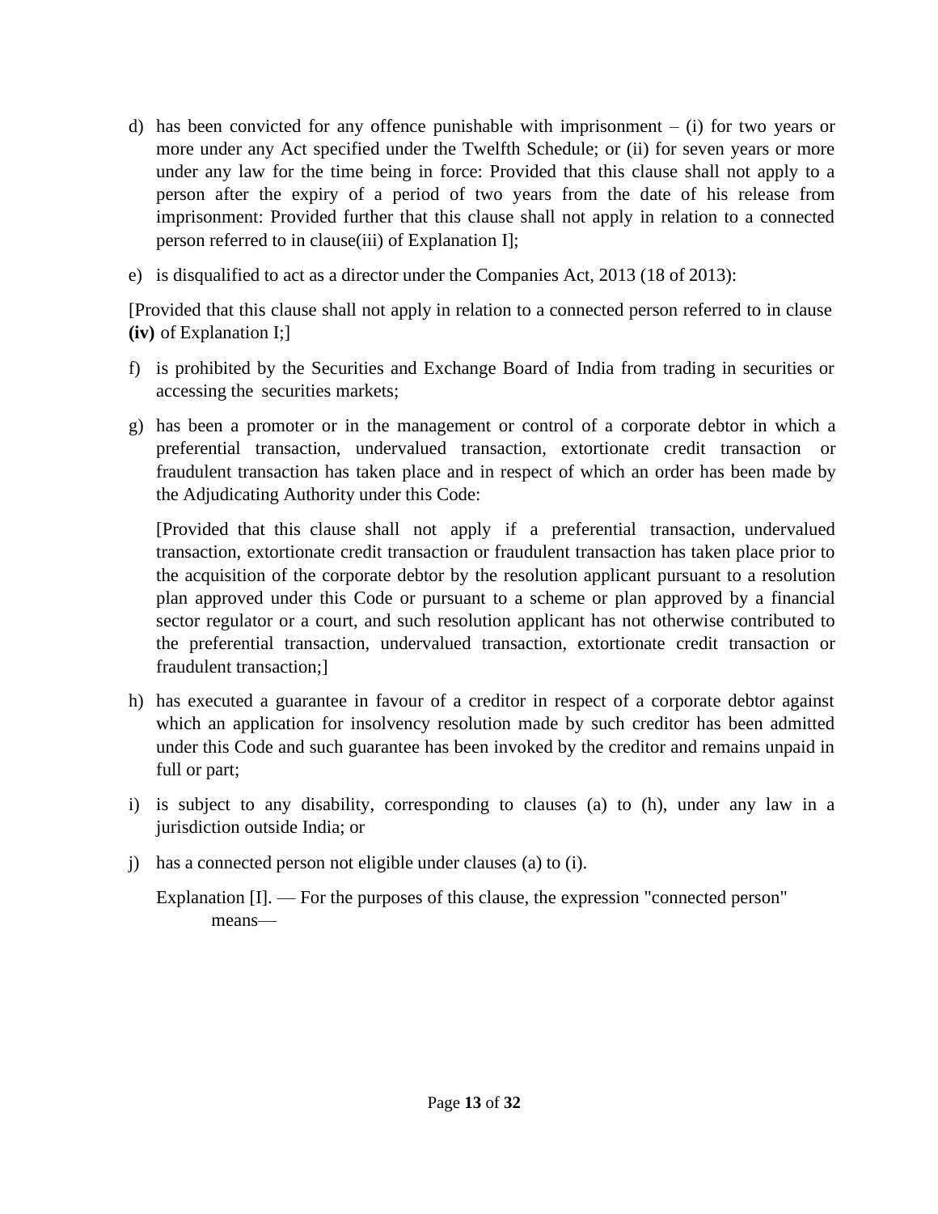d) has been convicted for any offence punishable with imprisonment – (i) for two years or more under any Act specified under the Twelfth Schedule; or (ii) for seven years or more under any law for the time being in force: Provided that this clause shall not apply to a person after the expiry of a period of two years from the date of his release from imprisonment: Provided further that this clause shall not apply in relation to a connected person referred to in clause(iii) of Explanation I];

e) is disqualified to act as a director under the Companies Act, 2013 (18 of 2013):

[Provided that this clause shall not apply in relation to a connected person referred to in clause **(iv)** of Explanation I;]

f) is prohibited by the Securities and Exchange Board of India from trading in securities or accessing the securities markets;

g) has been a promoter or in the management or control of a corporate debtor in which a preferential transaction, undervalued transaction, extortionate credit transaction or fraudulent transaction has taken place and in respect of which an order has been made by the Adjudicating Authority under this Code:

   [Provided that this clause shall not apply if a preferential transaction, undervalued transaction, extortionate credit transaction or fraudulent transaction has taken place prior to the acquisition of the corporate debtor by the resolution applicant pursuant to a resolution plan approved under this Code or pursuant to a scheme or plan approved by a financial sector regulator or a court, and such resolution applicant has not otherwise contributed to the preferential transaction, undervalued transaction, extortionate credit transaction or fraudulent transaction;]

h) has executed a guarantee in favour of a creditor in respect of a corporate debtor against which an application for insolvency resolution made by such creditor has been admitted under this Code and such guarantee has been invoked by the creditor and remains unpaid in full or part;

i) is subject to any disability, corresponding to clauses (a) to (h), under any law in a jurisdiction outside India; or

j) has a connected person not eligible under clauses (a) to (i).

   Explanation [I]. — For the purposes of this clause, the expression "connected person" means—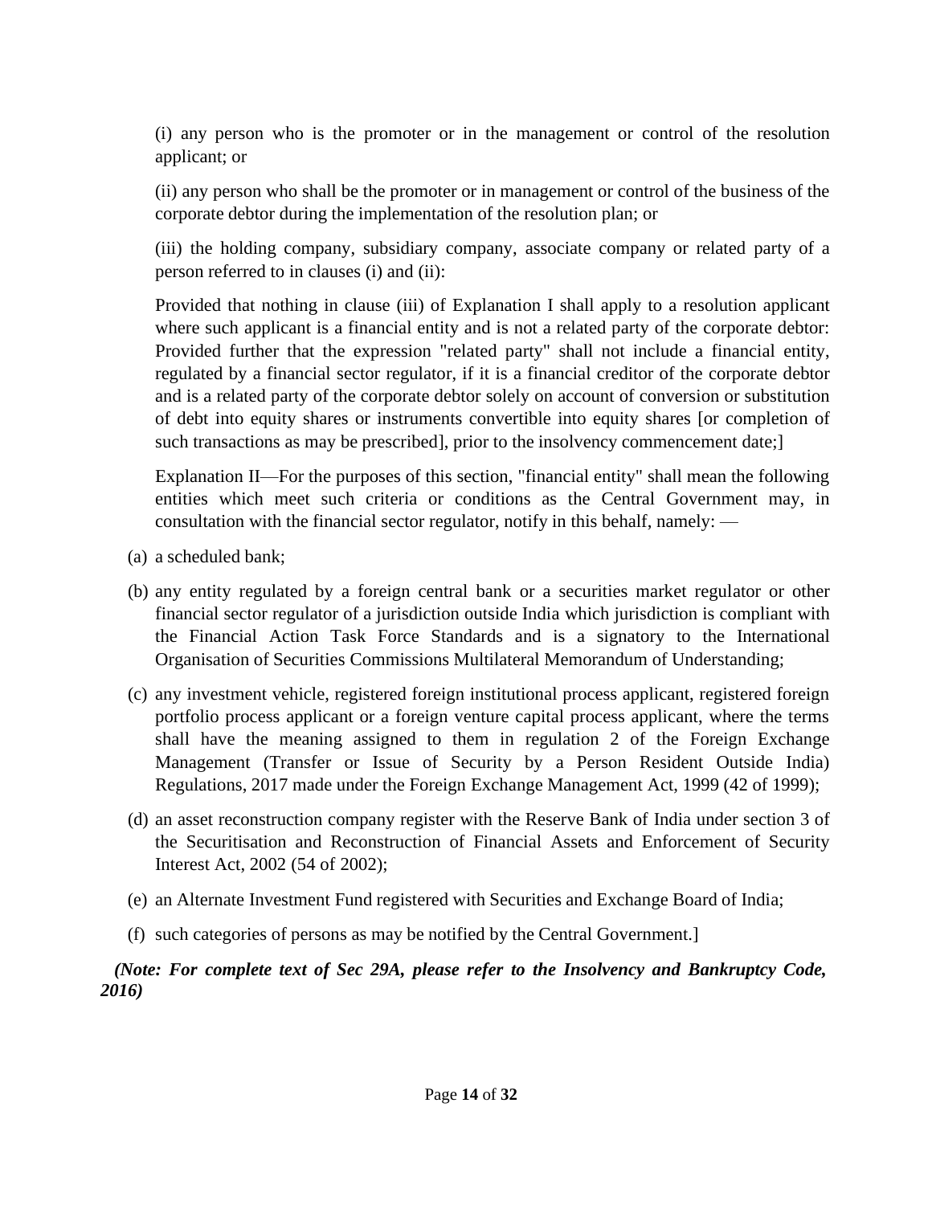(i) any person who is the promoter or in the management or control of the resolution applicant; or

(ii) any person who shall be the promoter or in management or control of the business of the corporate debtor during the implementation of the resolution plan; or

(iii) the holding company, subsidiary company, associate company or related party of a person referred to in clauses (i) and (ii):

Provided that nothing in clause (iii) of Explanation I shall apply to a resolution applicant where such applicant is a financial entity and is not a related party of the corporate debtor: Provided further that the expression "related party" shall not include a financial entity, regulated by a financial sector regulator, if it is a financial creditor of the corporate debtor and is a related party of the corporate debtor solely on account of conversion or substitution of debt into equity shares or instruments convertible into equity shares [or completion of such transactions as may be prescribed], prior to the insolvency commencement date;]

Explanation II—For the purposes of this section, "financial entity" shall mean the following entities which meet such criteria or conditions as the Central Government may, in consultation with the financial sector regulator, notify in this behalf, namely: —

(a) a scheduled bank;

(b) any entity regulated by a foreign central bank or a securities market regulator or other financial sector regulator of a jurisdiction outside India which jurisdiction is compliant with the Financial Action Task Force Standards and is a signatory to the International Organisation of Securities Commissions Multilateral Memorandum of Understanding;

(c) any investment vehicle, registered foreign institutional process applicant, registered foreign portfolio process applicant or a foreign venture capital process applicant, where the terms shall have the meaning assigned to them in regulation 2 of the Foreign Exchange Management (Transfer or Issue of Security by a Person Resident Outside India) Regulations, 2017 made under the Foreign Exchange Management Act, 1999 (42 of 1999);

(d) an asset reconstruction company register with the Reserve Bank of India under section 3 of the Securitisation and Reconstruction of Financial Assets and Enforcement of Security Interest Act, 2002 (54 of 2002);

(e) an Alternate Investment Fund registered with Securities and Exchange Board of India;

(f) such categories of persons as may be notified by the Central Government.]

***(Note: For complete text of Sec 29A, please refer to the Insolvency and Bankruptcy Code, 2016)***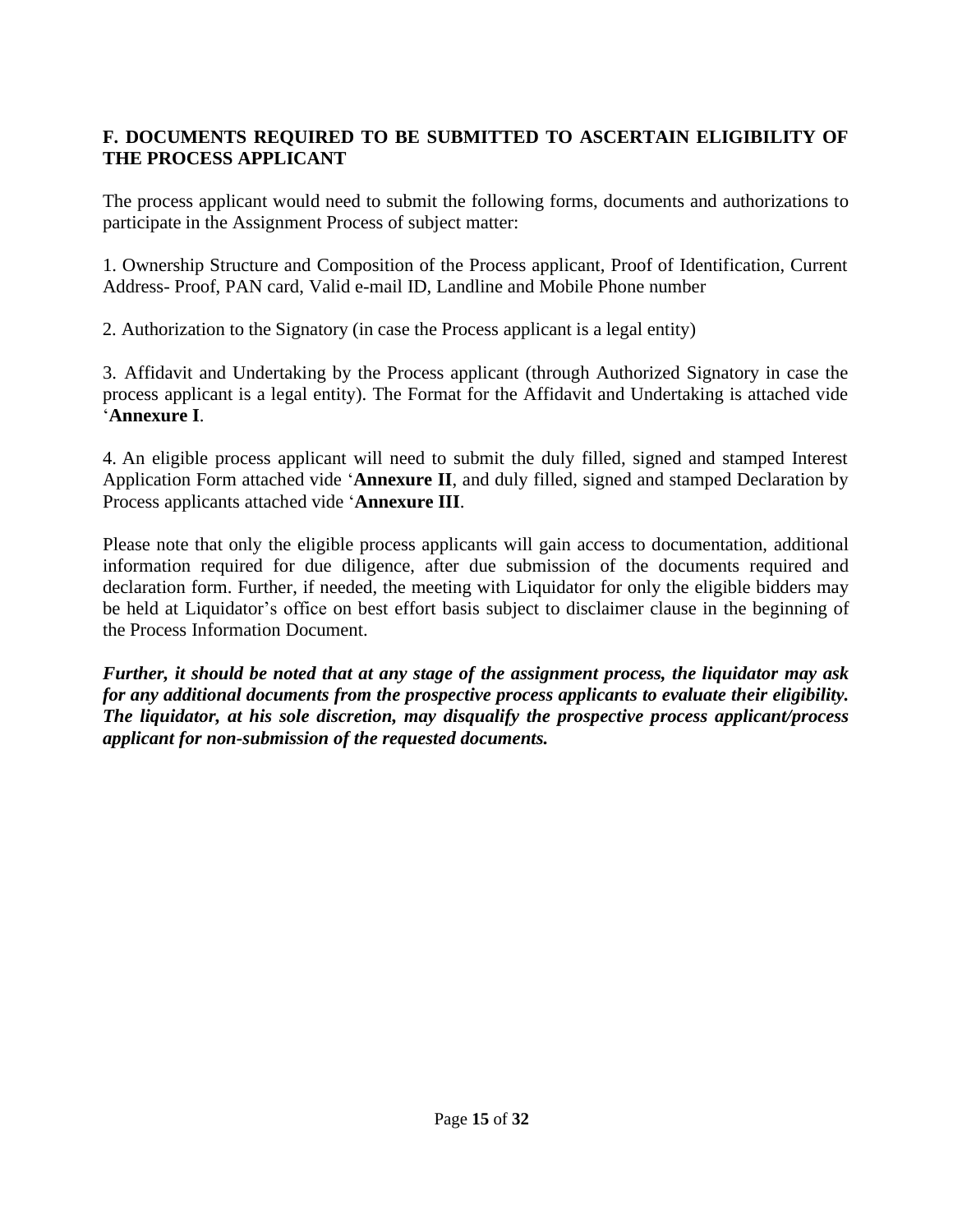## F. DOCUMENTS REQUIRED TO BE SUBMITTED TO ASCERTAIN ELIGIBILITY OF THE PROCESS APPLICANT

The process applicant would need to submit the following forms, documents and authorizations to participate in the Assignment Process of subject matter:

1. Ownership Structure and Composition of the Process applicant, Proof of Identification, Current Address- Proof, PAN card, Valid e-mail ID, Landline and Mobile Phone number

2. Authorization to the Signatory (in case the Process applicant is a legal entity)

3. Affidavit and Undertaking by the Process applicant (through Authorized Signatory in case the process applicant is a legal entity). The Format for the Affidavit and Undertaking is attached vide '**Annexure I**.

4. An eligible process applicant will need to submit the duly filled, signed and stamped Interest Application Form attached vide '**Annexure II**, and duly filled, signed and stamped Declaration by Process applicants attached vide '**Annexure III**.

Please note that only the eligible process applicants will gain access to documentation, additional information required for due diligence, after due submission of the documents required and declaration form. Further, if needed, the meeting with Liquidator for only the eligible bidders may be held at Liquidator's office on best effort basis subject to disclaimer clause in the beginning of the Process Information Document.

***Further, it should be noted that at any stage of the assignment process, the liquidator may ask for any additional documents from the prospective process applicants to evaluate their eligibility. The liquidator, at his sole discretion, may disqualify the prospective process applicant/process applicant for non-submission of the requested documents.***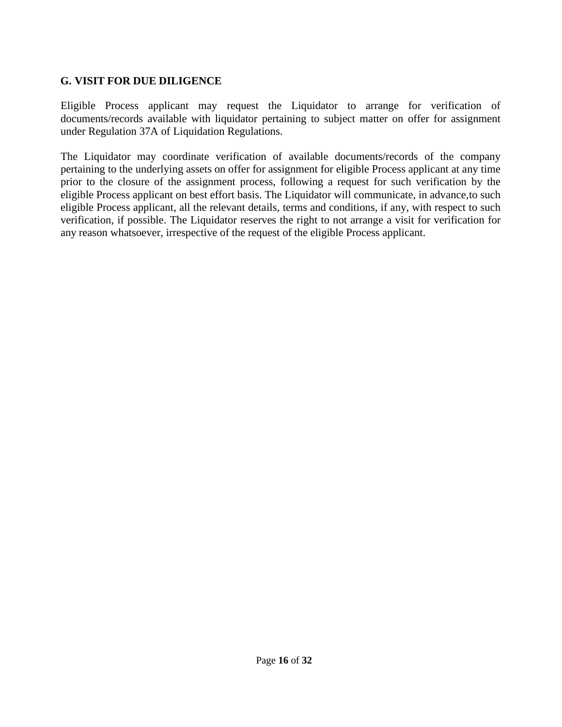## G. VISIT FOR DUE DILIGENCE

Eligible Process applicant may request the Liquidator to arrange for verification of documents/records available with liquidator pertaining to subject matter on offer for assignment under Regulation 37A of Liquidation Regulations.

The Liquidator may coordinate verification of available documents/records of the company pertaining to the underlying assets on offer for assignment for eligible Process applicant at any time prior to the closure of the assignment process, following a request for such verification by the eligible Process applicant on best effort basis. The Liquidator will communicate, in advance,to such eligible Process applicant, all the relevant details, terms and conditions, if any, with respect to such verification, if possible. The Liquidator reserves the right to not arrange a visit for verification for any reason whatsoever, irrespective of the request of the eligible Process applicant.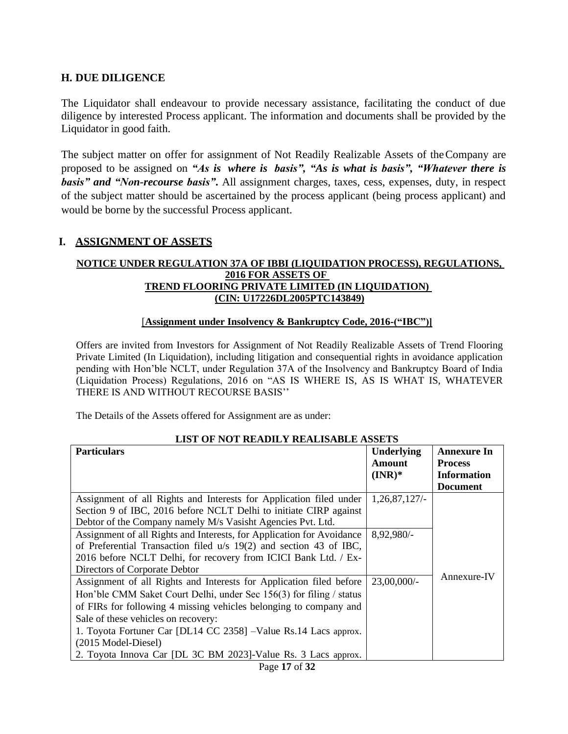## H. DUE DILIGENCE

The Liquidator shall endeavour to provide necessary assistance, facilitating the conduct of due diligence by interested Process applicant. The information and documents shall be provided by the Liquidator in good faith.

The subject matter on offer for assignment of Not Readily Realizable Assets of the Company are proposed to be assigned on ***"As is where is basis", "As is what is basis", "Whatever there is basis" and "Non-recourse basis".*** All assignment charges, taxes, cess, expenses, duty, in respect of the subject matter should be ascertained by the process applicant (being process applicant) and would be borne by the successful Process applicant.

## I. ASSIGNMENT OF ASSETS

**NOTICE UNDER REGULATION 37A OF IBBI (LIQUIDATION PROCESS), REGULATIONS, 2016 FOR ASSETS OF TREND FLOORING PRIVATE LIMITED (IN LIQUIDATION) (CIN: U17226DL2005PTC143849)**

[**Assignment under Insolvency & Bankruptcy Code, 2016-("IBC")]**

Offers are invited from Investors for Assignment of Not Readily Realizable Assets of Trend Flooring Private Limited (In Liquidation), including litigation and consequential rights in avoidance application pending with Hon'ble NCLT, under Regulation 37A of the Insolvency and Bankruptcy Board of India (Liquidation Process) Regulations, 2016 on "AS IS WHERE IS, AS IS WHAT IS, WHATEVER THERE IS AND WITHOUT RECOURSE BASIS''

The Details of the Assets offered for Assignment are as under:

**LIST OF NOT READILY REALISABLE ASSETS**

| Particulars | Underlying Amount (INR)* | Annexure In Process Information Document |
|---|---|---|
| Assignment of all Rights and Interests for Application filed under Section 9 of IBC, 2016 before NCLT Delhi to initiate CIRP against Debtor of the Company namely M/s Vasisht Agencies Pvt. Ltd. | 1,26,87,127/- | Annexure-IV |
| Assignment of all Rights and Interests, for Application for Avoidance of Preferential Transaction filed u/s 19(2) and section 43 of IBC, 2016 before NCLT Delhi, for recovery from ICICI Bank Ltd. / Ex-Directors of Corporate Debtor | 8,92,980/- | |
| Assignment of all Rights and Interests for Application filed before Hon'ble CMM Saket Court Delhi, under Sec 156(3) for filing / status of FIRs for following 4 missing vehicles belonging to company and Sale of these vehicles on recovery:<br>1. Toyota Fortuner Car [DL14 CC 2358] –Value Rs.14 Lacs approx. (2015 Model-Diesel)<br>2. Toyota Innova Car [DL 3C BM 2023]-Value Rs. 3 Lacs approx. | 23,00,000/- | |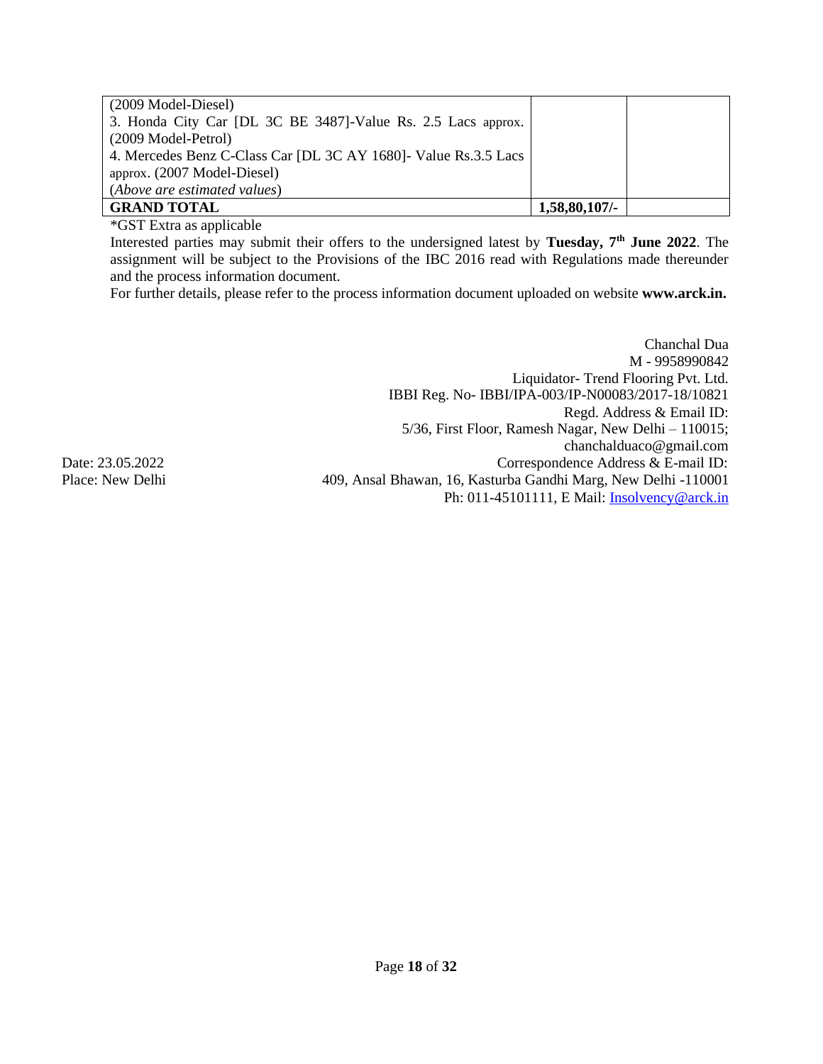| | | |
|---|---|---|
| (2009 Model-Diesel)<br>3. Honda City Car [DL 3C BE 3487]-Value Rs. 2.5 Lacs approx. (2009 Model-Petrol)<br>4. Mercedes Benz C-Class Car [DL 3C AY 1680]- Value Rs.3.5 Lacs approx. (2007 Model-Diesel)<br>(*Above are estimated values*) | | |
| **GRAND TOTAL** | **1,58,80,107/-** | |

*GST Extra as applicable

Interested parties may submit their offers to the undersigned latest by **Tuesday, 7th June 2022**. The assignment will be subject to the Provisions of the IBC 2016 read with Regulations made thereunder and the process information document.

For further details, please refer to the process information document uploaded on website **www.arck.in.**

Chanchal Dua
M - 9958990842
Liquidator- Trend Flooring Pvt. Ltd.
IBBI Reg. No- IBBI/IPA-003/IP-N00083/2017-18/10821
Regd. Address & Email ID:
5/36, First Floor, Ramesh Nagar, New Delhi – 110015;
chanchalduaco@gmail.com
Correspondence Address & E-mail ID:
409, Ansal Bhawan, 16, Kasturba Gandhi Marg, New Delhi -110001
Ph: 011-45101111, E Mail: Insolvency@arck.in

Date: 23.05.2022
Place: New Delhi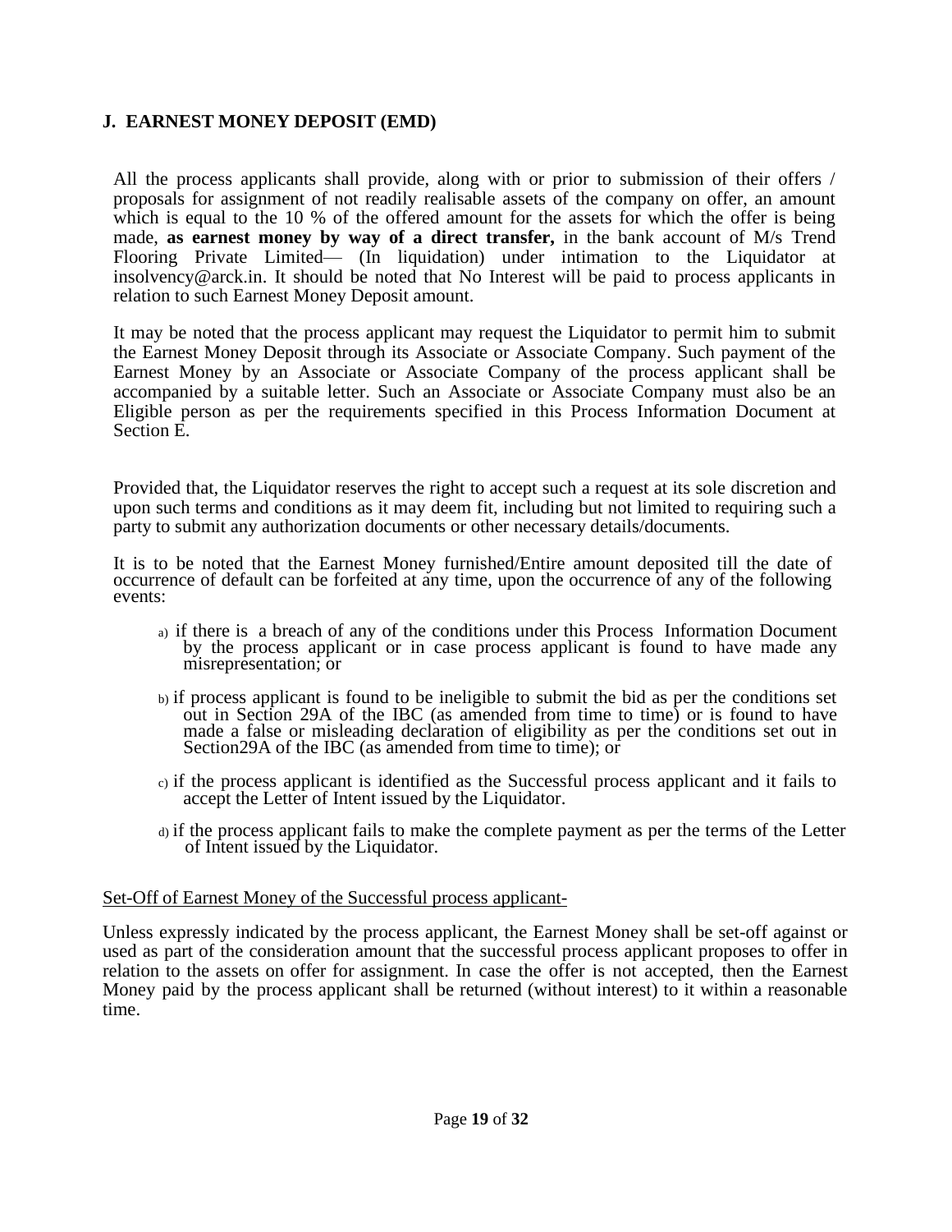## J. EARNEST MONEY DEPOSIT (EMD)

All the process applicants shall provide, along with or prior to submission of their offers / proposals for assignment of not readily realisable assets of the company on offer, an amount which is equal to the 10 % of the offered amount for the assets for which the offer is being made, **as earnest money by way of a direct transfer,** in the bank account of M/s Trend Flooring Private Limited— (In liquidation) under intimation to the Liquidator at insolvency@arck.in. It should be noted that No Interest will be paid to process applicants in relation to such Earnest Money Deposit amount.

It may be noted that the process applicant may request the Liquidator to permit him to submit the Earnest Money Deposit through its Associate or Associate Company. Such payment of the Earnest Money by an Associate or Associate Company of the process applicant shall be accompanied by a suitable letter. Such an Associate or Associate Company must also be an Eligible person as per the requirements specified in this Process Information Document at Section E.

Provided that, the Liquidator reserves the right to accept such a request at its sole discretion and upon such terms and conditions as it may deem fit, including but not limited to requiring such a party to submit any authorization documents or other necessary details/documents.

It is to be noted that the Earnest Money furnished/Entire amount deposited till the date of occurrence of default can be forfeited at any time, upon the occurrence of any of the following events:

a) if there is a breach of any of the conditions under this Process Information Document by the process applicant or in case process applicant is found to have made any misrepresentation; or

b) if process applicant is found to be ineligible to submit the bid as per the conditions set out in Section 29A of the IBC (as amended from time to time) or is found to have made a false or misleading declaration of eligibility as per the conditions set out in Section29A of the IBC (as amended from time to time); or

c) if the process applicant is identified as the Successful process applicant and it fails to accept the Letter of Intent issued by the Liquidator.

d) if the process applicant fails to make the complete payment as per the terms of the Letter of Intent issued by the Liquidator.

Set-Off of Earnest Money of the Successful process applicant-

Unless expressly indicated by the process applicant, the Earnest Money shall be set-off against or used as part of the consideration amount that the successful process applicant proposes to offer in relation to the assets on offer for assignment. In case the offer is not accepted, then the Earnest Money paid by the process applicant shall be returned (without interest) to it within a reasonable time.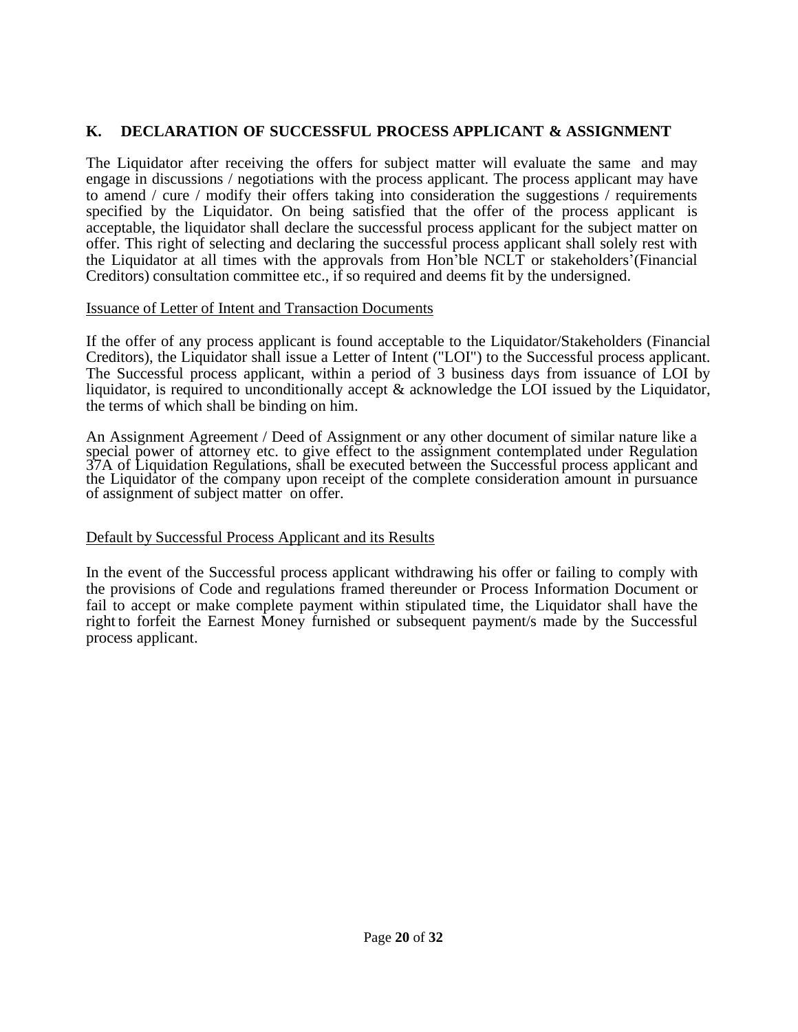## K. DECLARATION OF SUCCESSFUL PROCESS APPLICANT & ASSIGNMENT

The Liquidator after receiving the offers for subject matter will evaluate the same and may engage in discussions / negotiations with the process applicant. The process applicant may have to amend / cure / modify their offers taking into consideration the suggestions / requirements specified by the Liquidator. On being satisfied that the offer of the process applicant is acceptable, the liquidator shall declare the successful process applicant for the subject matter on offer. This right of selecting and declaring the successful process applicant shall solely rest with the Liquidator at all times with the approvals from Hon'ble NCLT or stakeholders'(Financial Creditors) consultation committee etc., if so required and deems fit by the undersigned.

Issuance of Letter of Intent and Transaction Documents

If the offer of any process applicant is found acceptable to the Liquidator/Stakeholders (Financial Creditors), the Liquidator shall issue a Letter of Intent ("LOI") to the Successful process applicant. The Successful process applicant, within a period of 3 business days from issuance of LOI by liquidator, is required to unconditionally accept & acknowledge the LOI issued by the Liquidator, the terms of which shall be binding on him.

An Assignment Agreement / Deed of Assignment or any other document of similar nature like a special power of attorney etc. to give effect to the assignment contemplated under Regulation 37A of Liquidation Regulations, shall be executed between the Successful process applicant and the Liquidator of the company upon receipt of the complete consideration amount in pursuance of assignment of subject matter on offer.

Default by Successful Process Applicant and its Results

In the event of the Successful process applicant withdrawing his offer or failing to comply with the provisions of Code and regulations framed thereunder or Process Information Document or fail to accept or make complete payment within stipulated time, the Liquidator shall have the right to forfeit the Earnest Money furnished or subsequent payment/s made by the Successful process applicant.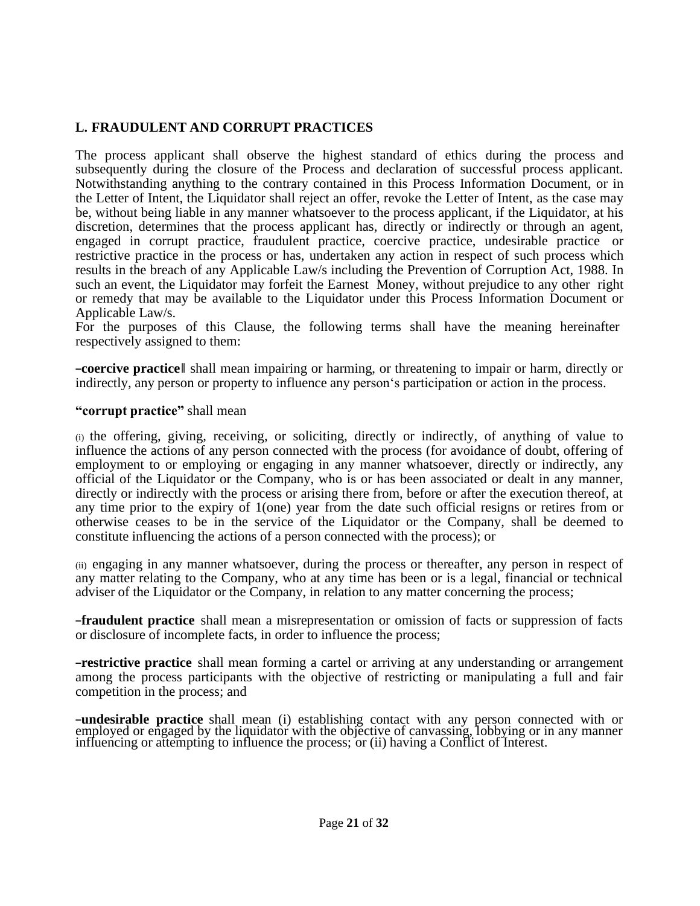## L. FRAUDULENT AND CORRUPT PRACTICES

The process applicant shall observe the highest standard of ethics during the process and subsequently during the closure of the Process and declaration of successful process applicant. Notwithstanding anything to the contrary contained in this Process Information Document, or in the Letter of Intent, the Liquidator shall reject an offer, revoke the Letter of Intent, as the case may be, without being liable in any manner whatsoever to the process applicant, if the Liquidator, at his discretion, determines that the process applicant has, directly or indirectly or through an agent, engaged in corrupt practice, fraudulent practice, coercive practice, undesirable practice or restrictive practice in the process or has, undertaken any action in respect of such process which results in the breach of any Applicable Law/s including the Prevention of Corruption Act, 1988. In such an event, the Liquidator may forfeit the Earnest Money, without prejudice to any other right or remedy that may be available to the Liquidator under this Process Information Document or Applicable Law/s.
For the purposes of this Clause, the following terms shall have the meaning hereinafter respectively assigned to them:

**–coercive practice‖** shall mean impairing or harming, or threatening to impair or harm, directly or indirectly, any person or property to influence any person‘s participation or action in the process.

**"corrupt practice"** shall mean

(i) the offering, giving, receiving, or soliciting, directly or indirectly, of anything of value to influence the actions of any person connected with the process (for avoidance of doubt, offering of employment to or employing or engaging in any manner whatsoever, directly or indirectly, any official of the Liquidator or the Company, who is or has been associated or dealt in any manner, directly or indirectly with the process or arising there from, before or after the execution thereof, at any time prior to the expiry of 1(one) year from the date such official resigns or retires from or otherwise ceases to be in the service of the Liquidator or the Company, shall be deemed to constitute influencing the actions of a person connected with the process); or

(ii) engaging in any manner whatsoever, during the process or thereafter, any person in respect of any matter relating to the Company, who at any time has been or is a legal, financial or technical adviser of the Liquidator or the Company, in relation to any matter concerning the process;

**–fraudulent practice** shall mean a misrepresentation or omission of facts or suppression of facts or disclosure of incomplete facts, in order to influence the process;

**–restrictive practice** shall mean forming a cartel or arriving at any understanding or arrangement among the process participants with the objective of restricting or manipulating a full and fair competition in the process; and

**–undesirable practice** shall mean (i) establishing contact with any person connected with or employed or engaged by the liquidator with the objective of canvassing, lobbying or in any manner influencing or attempting to influence the process; or (ii) having a Conflict of Interest.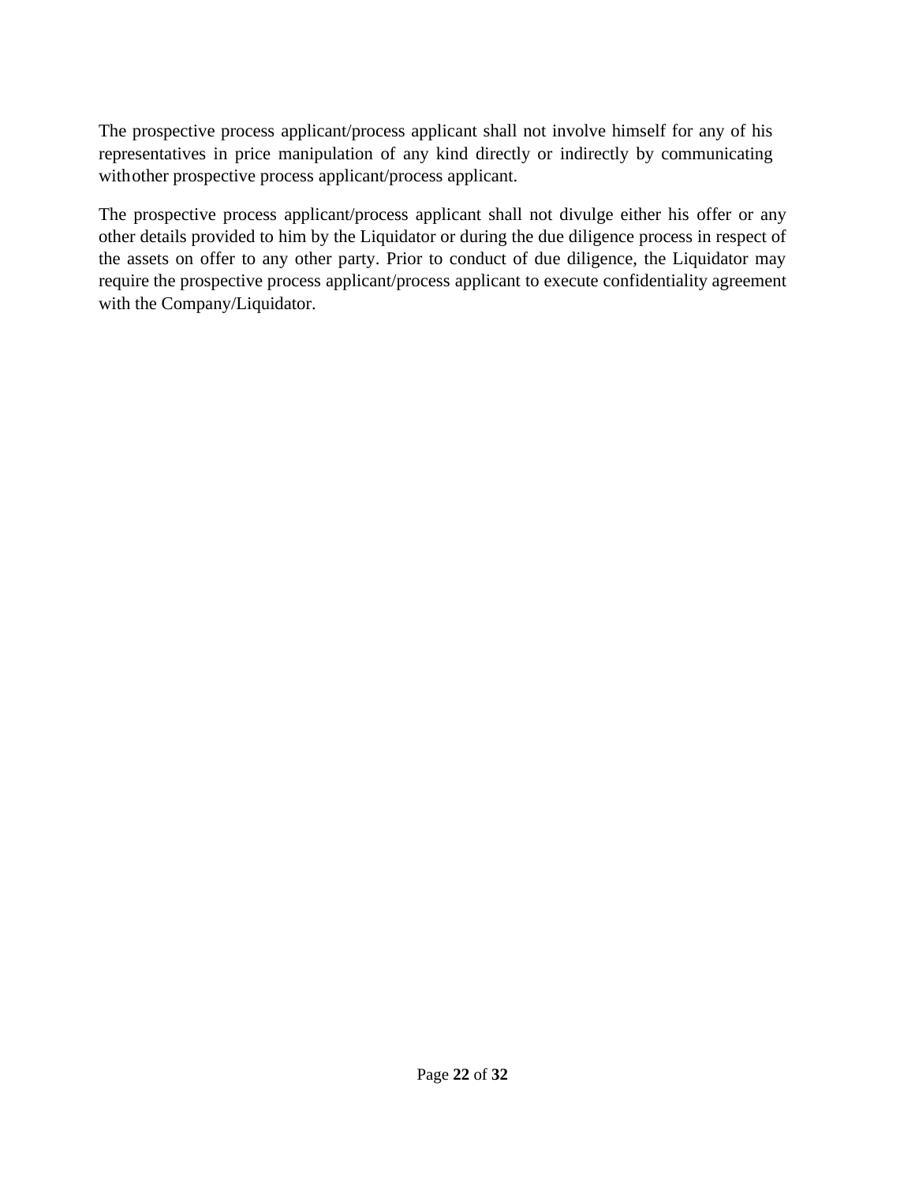The prospective process applicant/process applicant shall not involve himself for any of his representatives in price manipulation of any kind directly or indirectly by communicating withother prospective process applicant/process applicant.

The prospective process applicant/process applicant shall not divulge either his offer or any other details provided to him by the Liquidator or during the due diligence process in respect of the assets on offer to any other party. Prior to conduct of due diligence, the Liquidator may require the prospective process applicant/process applicant to execute confidentiality agreement with the Company/Liquidator.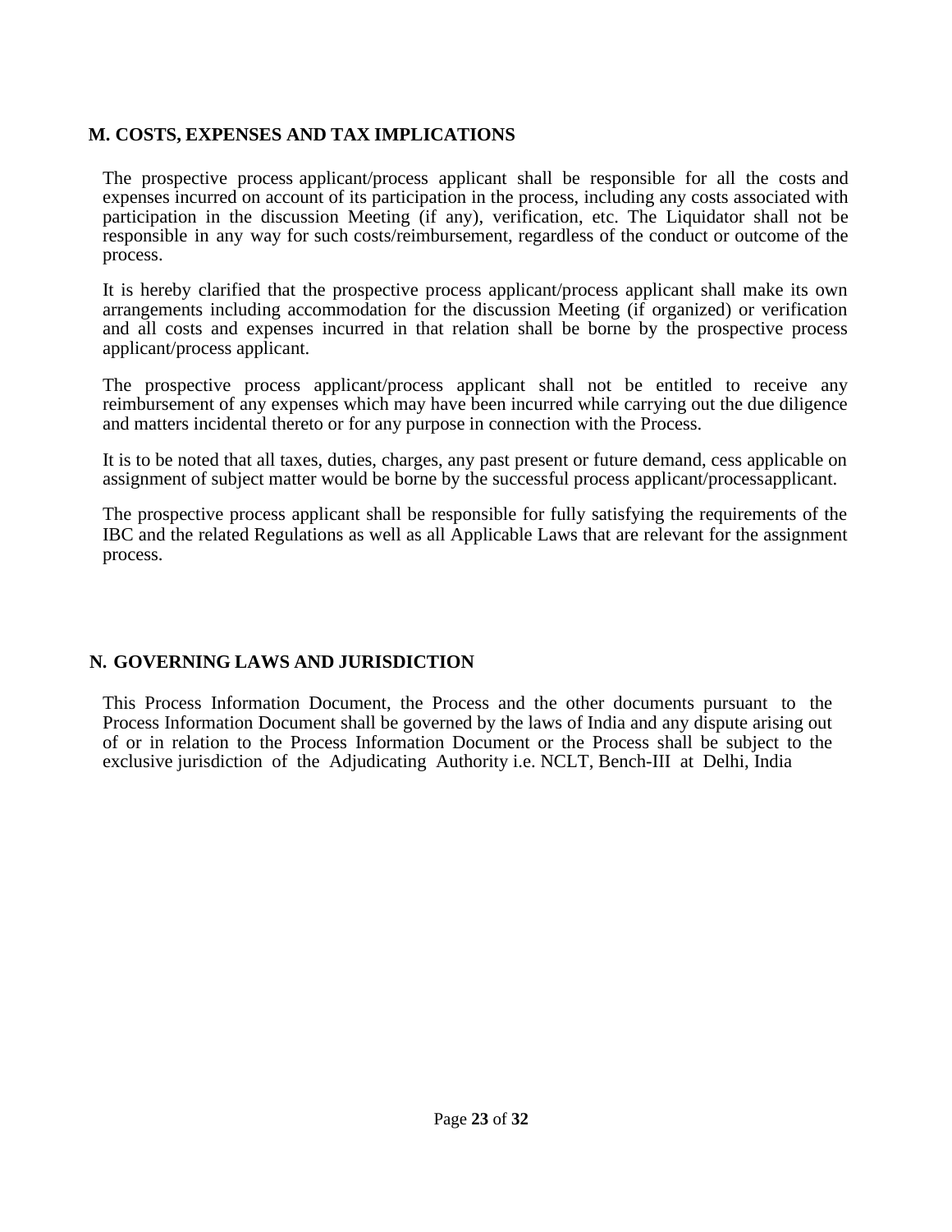## M. COSTS, EXPENSES AND TAX IMPLICATIONS

The prospective process applicant/process applicant shall be responsible for all the costs and expenses incurred on account of its participation in the process, including any costs associated with participation in the discussion Meeting (if any), verification, etc. The Liquidator shall not be responsible in any way for such costs/reimbursement, regardless of the conduct or outcome of the process.

It is hereby clarified that the prospective process applicant/process applicant shall make its own arrangements including accommodation for the discussion Meeting (if organized) or verification and all costs and expenses incurred in that relation shall be borne by the prospective process applicant/process applicant.

The prospective process applicant/process applicant shall not be entitled to receive any reimbursement of any expenses which may have been incurred while carrying out the due diligence and matters incidental thereto or for any purpose in connection with the Process.

It is to be noted that all taxes, duties, charges, any past present or future demand, cess applicable on assignment of subject matter would be borne by the successful process applicant/processapplicant.

The prospective process applicant shall be responsible for fully satisfying the requirements of the IBC and the related Regulations as well as all Applicable Laws that are relevant for the assignment process.

## N. GOVERNING LAWS AND JURISDICTION

This Process Information Document, the Process and the other documents pursuant to the Process Information Document shall be governed by the laws of India and any dispute arising out of or in relation to the Process Information Document or the Process shall be subject to the exclusive jurisdiction of the Adjudicating Authority i.e. NCLT, Bench-III at Delhi, India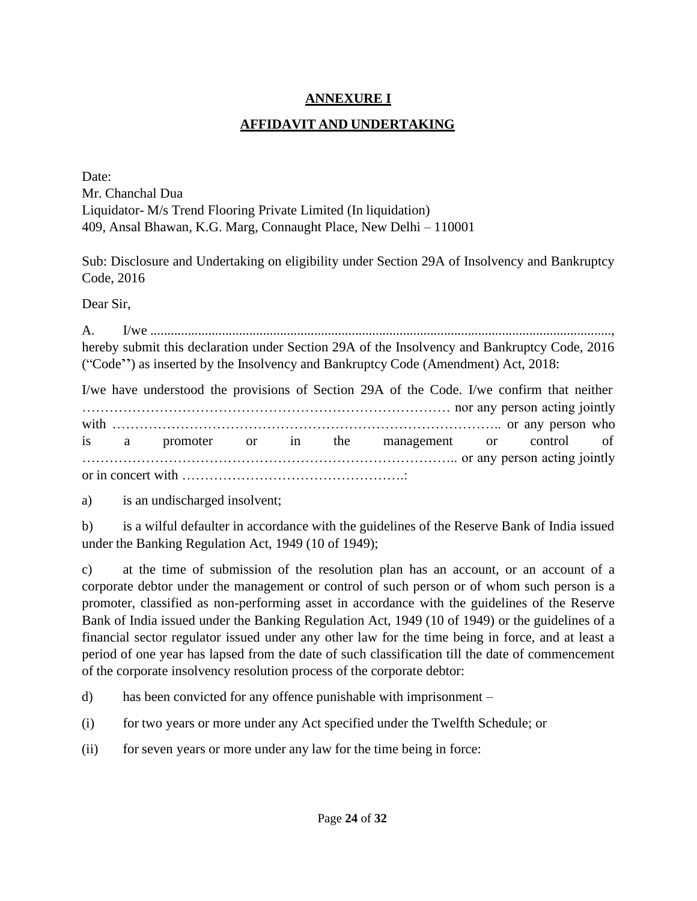## ANNEXURE I

## AFFIDAVIT AND UNDERTAKING

Date:
Mr. Chanchal Dua
Liquidator- M/s Trend Flooring Private Limited (In liquidation)
409, Ansal Bhawan, K.G. Marg, Connaught Place, New Delhi – 110001

Sub: Disclosure and Undertaking on eligibility under Section 29A of Insolvency and Bankruptcy Code, 2016

Dear Sir,

A. I/we ......................................................................................................................................., hereby submit this declaration under Section 29A of the Insolvency and Bankruptcy Code, 2016 ("Code") as inserted by the Insolvency and Bankruptcy Code (Amendment) Act, 2018:

I/we have understood the provisions of Section 29A of the Code. I/we confirm that neither ………………………………………………………………………… nor any person acting jointly with ………………………………………………………………………….. or any person who is a promoter or in the management or control of ……………………………………………………………………….. or any person acting jointly or in concert with ………………………………………….:

a) is an undischarged insolvent;

b) is a wilful defaulter in accordance with the guidelines of the Reserve Bank of India issued under the Banking Regulation Act, 1949 (10 of 1949);

c) at the time of submission of the resolution plan has an account, or an account of a corporate debtor under the management or control of such person or of whom such person is a promoter, classified as non-performing asset in accordance with the guidelines of the Reserve Bank of India issued under the Banking Regulation Act, 1949 (10 of 1949) or the guidelines of a financial sector regulator issued under any other law for the time being in force, and at least a period of one year has lapsed from the date of such classification till the date of commencement of the corporate insolvency resolution process of the corporate debtor:

d) has been convicted for any offence punishable with imprisonment –

(i) for two years or more under any Act specified under the Twelfth Schedule; or

(ii) for seven years or more under any law for the time being in force: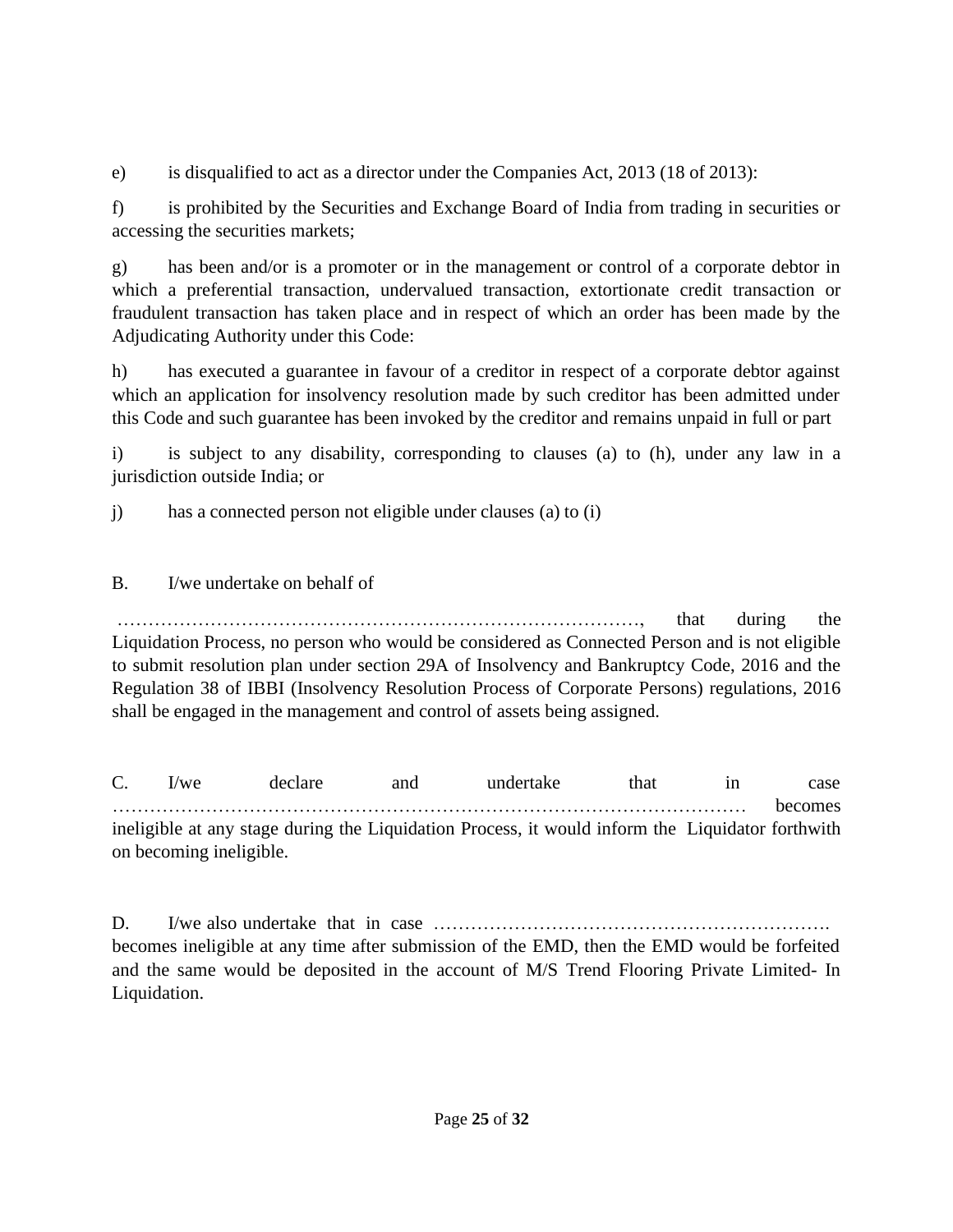e) is disqualified to act as a director under the Companies Act, 2013 (18 of 2013):

f) is prohibited by the Securities and Exchange Board of India from trading in securities or accessing the securities markets;

g) has been and/or is a promoter or in the management or control of a corporate debtor in which a preferential transaction, undervalued transaction, extortionate credit transaction or fraudulent transaction has taken place and in respect of which an order has been made by the Adjudicating Authority under this Code:

h) has executed a guarantee in favour of a creditor in respect of a corporate debtor against which an application for insolvency resolution made by such creditor has been admitted under this Code and such guarantee has been invoked by the creditor and remains unpaid in full or part

i) is subject to any disability, corresponding to clauses (a) to (h), under any law in a jurisdiction outside India; or

j) has a connected person not eligible under clauses (a) to (i)

B. I/we undertake on behalf of

………………………………………………………………………, that during the Liquidation Process, no person who would be considered as Connected Person and is not eligible to submit resolution plan under section 29A of Insolvency and Bankruptcy Code, 2016 and the Regulation 38 of IBBI (Insolvency Resolution Process of Corporate Persons) regulations, 2016 shall be engaged in the management and control of assets being assigned.

C. I/we declare and undertake that in case ……………………………………………………………………………………… becomes ineligible at any stage during the Liquidation Process, it would inform the Liquidator forthwith on becoming ineligible.

D. I/we also undertake that in case ………………………………………………………. becomes ineligible at any time after submission of the EMD, then the EMD would be forfeited and the same would be deposited in the account of M/S Trend Flooring Private Limited- In Liquidation.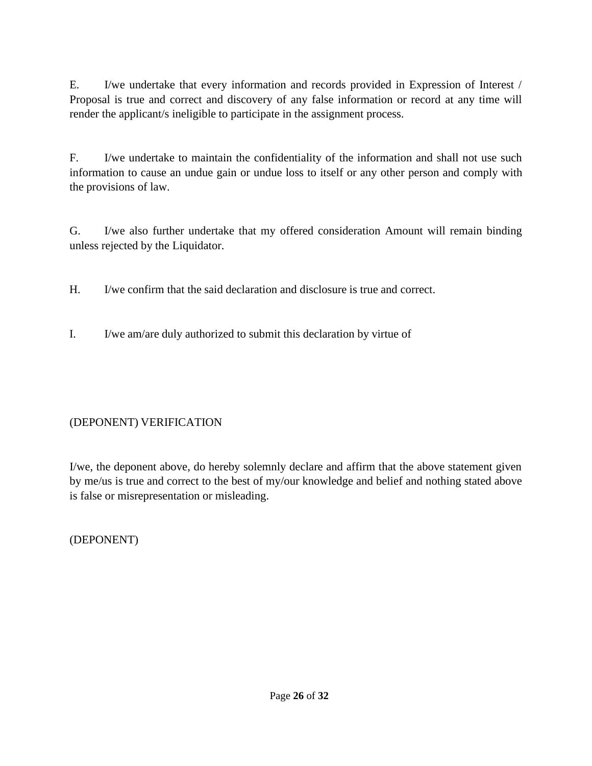E. I/we undertake that every information and records provided in Expression of Interest / Proposal is true and correct and discovery of any false information or record at any time will render the applicant/s ineligible to participate in the assignment process.

F. I/we undertake to maintain the confidentiality of the information and shall not use such information to cause an undue gain or undue loss to itself or any other person and comply with the provisions of law.

G. I/we also further undertake that my offered consideration Amount will remain binding unless rejected by the Liquidator.

H. I/we confirm that the said declaration and disclosure is true and correct.

I. I/we am/are duly authorized to submit this declaration by virtue of

(DEPONENT) VERIFICATION

I/we, the deponent above, do hereby solemnly declare and affirm that the above statement given by me/us is true and correct to the best of my/our knowledge and belief and nothing stated above is false or misrepresentation or misleading.

(DEPONENT)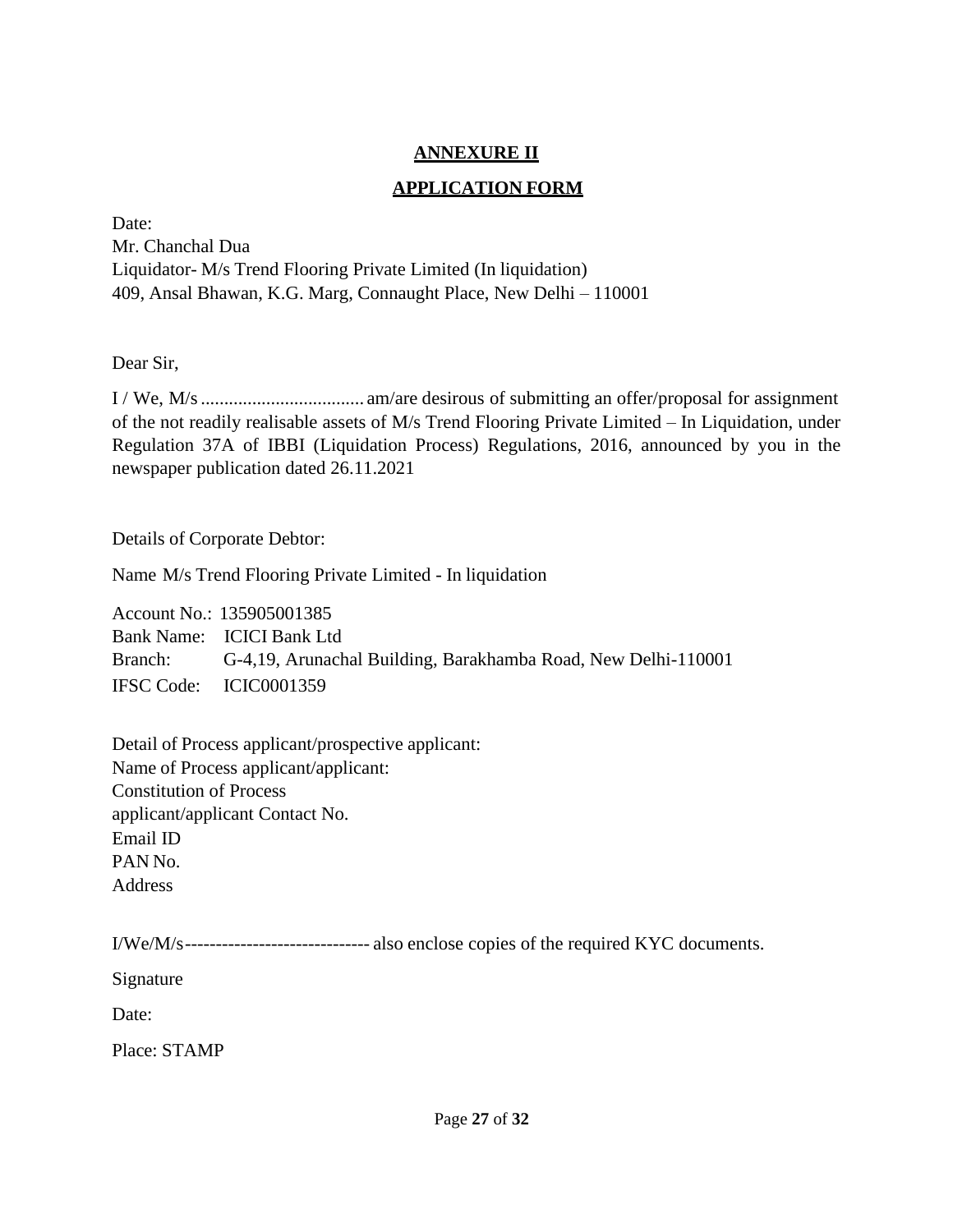**ANNEXURE II**

**APPLICATION FORM**

Date:
Mr. Chanchal Dua
Liquidator- M/s Trend Flooring Private Limited (In liquidation)
409, Ansal Bhawan, K.G. Marg, Connaught Place, New Delhi – 110001

Dear Sir,

I / We, M/s .................................. am/are desirous of submitting an offer/proposal for assignment of the not readily realisable assets of M/s Trend Flooring Private Limited – In Liquidation, under Regulation 37A of IBBI (Liquidation Process) Regulations, 2016, announced by you in the newspaper publication dated 26.11.2021

Details of Corporate Debtor:

Name M/s Trend Flooring Private Limited - In liquidation

Account No.: 135905001385
Bank Name: ICICI Bank Ltd
Branch: G-4,19, Arunachal Building, Barakhamba Road, New Delhi-110001
IFSC Code: ICIC0001359

Detail of Process applicant/prospective applicant:
Name of Process applicant/applicant:
Constitution of Process
applicant/applicant Contact No.
Email ID
PAN No.
Address

I/We/M/s------------------------------ also enclose copies of the required KYC documents.

Signature

Date:

Place: STAMP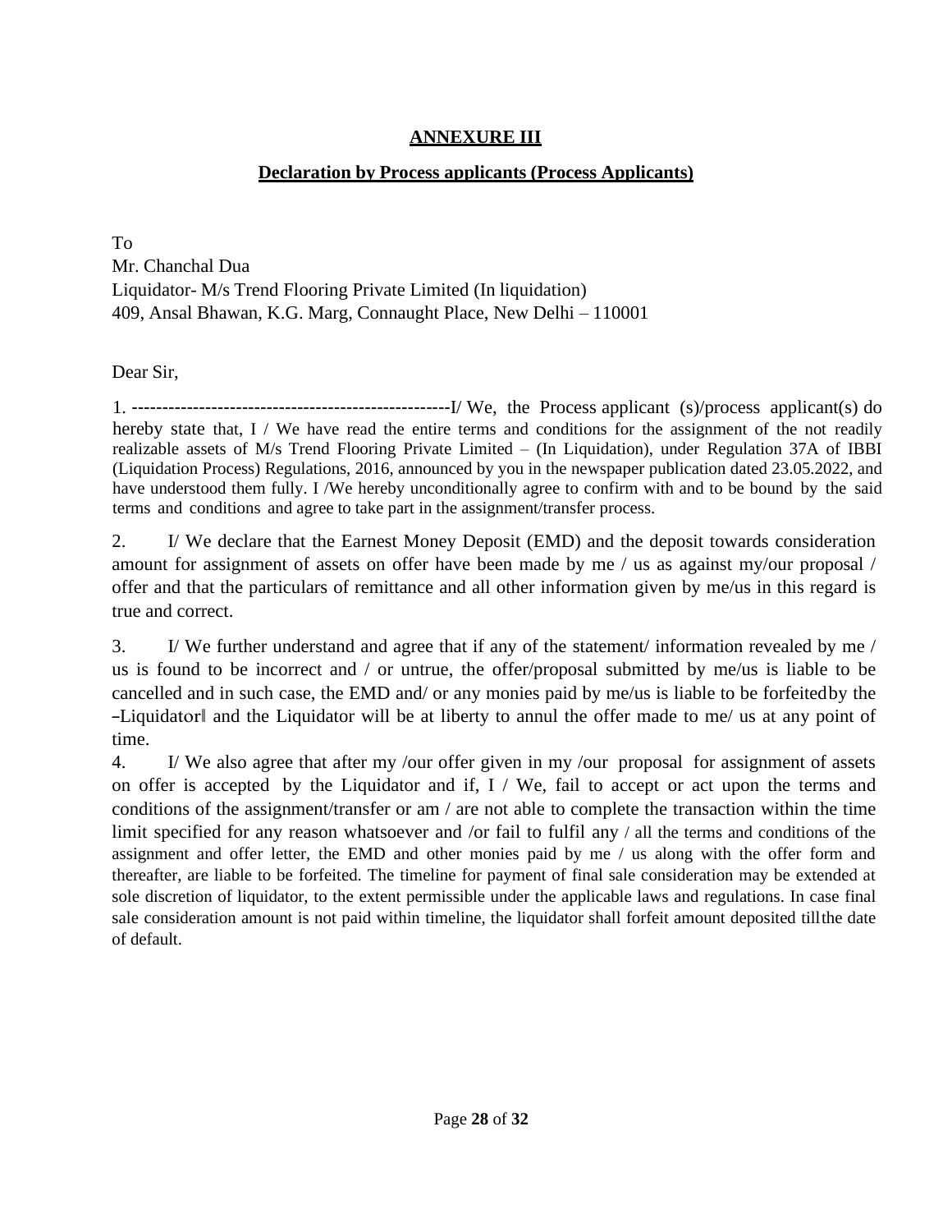## ANNEXURE III

### Declaration by Process applicants (Process Applicants)

To
Mr. Chanchal Dua
Liquidator- M/s Trend Flooring Private Limited (In liquidation)
409, Ansal Bhawan, K.G. Marg, Connaught Place, New Delhi – 110001

Dear Sir,

1. ---------------------------------------------------I/ We, the Process applicant (s)/process applicant(s) do hereby state that, I / We have read the entire terms and conditions for the assignment of the not readily realizable assets of M/s Trend Flooring Private Limited – (In Liquidation), under Regulation 37A of IBBI (Liquidation Process) Regulations, 2016, announced by you in the newspaper publication dated 23.05.2022, and have understood them fully. I /We hereby unconditionally agree to confirm with and to be bound by the said terms and conditions and agree to take part in the assignment/transfer process.

2. I/ We declare that the Earnest Money Deposit (EMD) and the deposit towards consideration amount for assignment of assets on offer have been made by me / us as against my/our proposal / offer and that the particulars of remittance and all other information given by me/us in this regard is true and correct.

3. I/ We further understand and agree that if any of the statement/ information revealed by me / us is found to be incorrect and / or untrue, the offer/proposal submitted by me/us is liable to be cancelled and in such case, the EMD and/ or any monies paid by me/us is liable to be forfeitedby the –Liquidator‖ and the Liquidator will be at liberty to annul the offer made to me/ us at any point of time.

4. I/ We also agree that after my /our offer given in my /our proposal for assignment of assets on offer is accepted by the Liquidator and if, I / We, fail to accept or act upon the terms and conditions of the assignment/transfer or am / are not able to complete the transaction within the time limit specified for any reason whatsoever and /or fail to fulfil any / all the terms and conditions of the assignment and offer letter, the EMD and other monies paid by me / us along with the offer form and thereafter, are liable to be forfeited. The timeline for payment of final sale consideration may be extended at sole discretion of liquidator, to the extent permissible under the applicable laws and regulations. In case final sale consideration amount is not paid within timeline, the liquidator shall forfeit amount deposited tillthe date of default.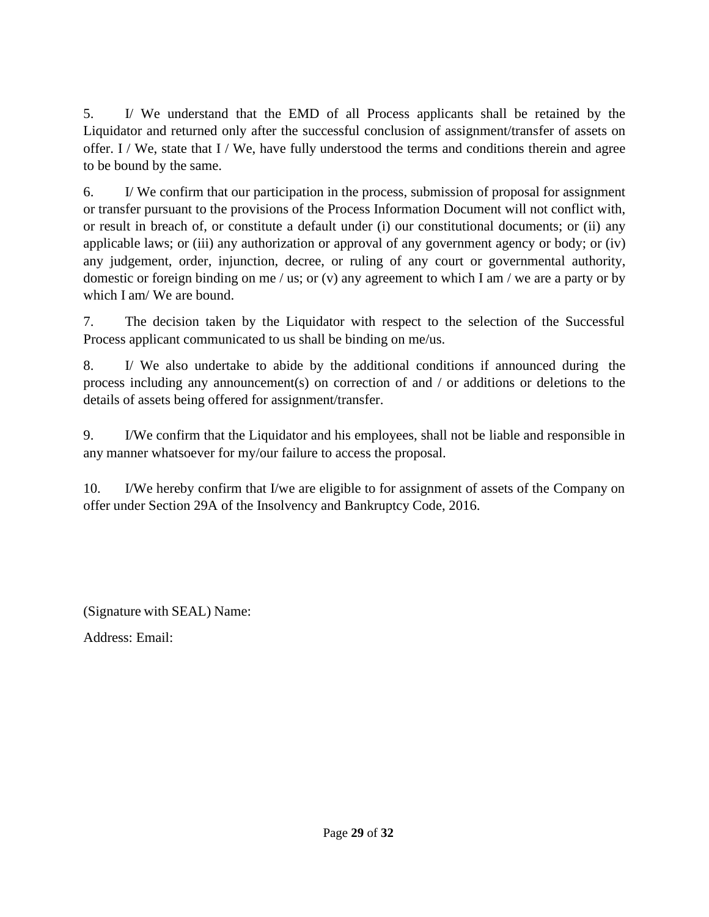5. I/ We understand that the EMD of all Process applicants shall be retained by the Liquidator and returned only after the successful conclusion of assignment/transfer of assets on offer. I / We, state that I / We, have fully understood the terms and conditions therein and agree to be bound by the same.

6. I/ We confirm that our participation in the process, submission of proposal for assignment or transfer pursuant to the provisions of the Process Information Document will not conflict with, or result in breach of, or constitute a default under (i) our constitutional documents; or (ii) any applicable laws; or (iii) any authorization or approval of any government agency or body; or (iv) any judgement, order, injunction, decree, or ruling of any court or governmental authority, domestic or foreign binding on me / us; or (v) any agreement to which I am / we are a party or by which I am/ We are bound.

7. The decision taken by the Liquidator with respect to the selection of the Successful Process applicant communicated to us shall be binding on me/us.

8. I/ We also undertake to abide by the additional conditions if announced during the process including any announcement(s) on correction of and / or additions or deletions to the details of assets being offered for assignment/transfer.

9. I/We confirm that the Liquidator and his employees, shall not be liable and responsible in any manner whatsoever for my/our failure to access the proposal.

10. I/We hereby confirm that I/we are eligible to for assignment of assets of the Company on offer under Section 29A of the Insolvency and Bankruptcy Code, 2016.

(Signature with SEAL) Name:

Address: Email: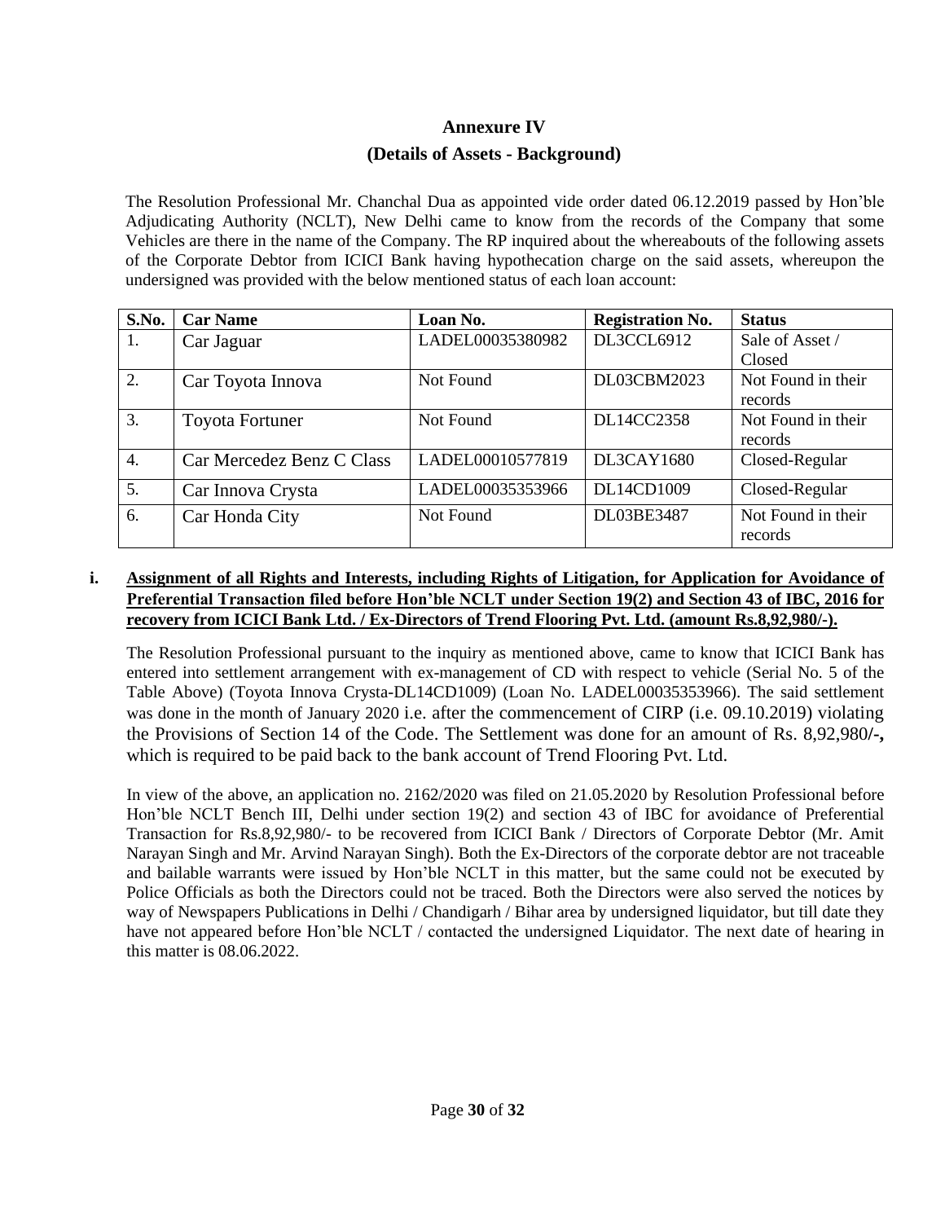## Annexure IV

### (Details of Assets - Background)

The Resolution Professional Mr. Chanchal Dua as appointed vide order dated 06.12.2019 passed by Hon'ble Adjudicating Authority (NCLT), New Delhi came to know from the records of the Company that some Vehicles are there in the name of the Company. The RP inquired about the whereabouts of the following assets of the Corporate Debtor from ICICI Bank having hypothecation charge on the said assets, whereupon the undersigned was provided with the below mentioned status of each loan account:

| S.No. | Car Name | Loan No. | Registration No. | Status |
|---|---|---|---|---|
| 1. | Car Jaguar | LADEL00035380982 | DL3CCL6912 | Sale of Asset / Closed |
| 2. | Car Toyota Innova | Not Found | DL03CBM2023 | Not Found in their records |
| 3. | Toyota Fortuner | Not Found | DL14CC2358 | Not Found in their records |
| 4. | Car Mercedez Benz C Class | LADEL00010577819 | DL3CAY1680 | Closed-Regular |
| 5. | Car Innova Crysta | LADEL00035353966 | DL14CD1009 | Closed-Regular |
| 6. | Car Honda City | Not Found | DL03BE3487 | Not Found in their records |

**i. Assignment of all Rights and Interests, including Rights of Litigation, for Application for Avoidance of Preferential Transaction filed before Hon'ble NCLT under Section 19(2) and Section 43 of IBC, 2016 for recovery from ICICI Bank Ltd. / Ex-Directors of Trend Flooring Pvt. Ltd. (amount Rs.8,92,980/-).**

The Resolution Professional pursuant to the inquiry as mentioned above, came to know that ICICI Bank has entered into settlement arrangement with ex-management of CD with respect to vehicle (Serial No. 5 of the Table Above) (Toyota Innova Crysta-DL14CD1009) (Loan No. LADEL00035353966). The said settlement was done in the month of January 2020 i.e. after the commencement of CIRP (i.e. 09.10.2019) violating the Provisions of Section 14 of the Code. The Settlement was done for an amount of Rs. 8,92,980/-, which is required to be paid back to the bank account of Trend Flooring Pvt. Ltd.

In view of the above, an application no. 2162/2020 was filed on 21.05.2020 by Resolution Professional before Hon'ble NCLT Bench III, Delhi under section 19(2) and section 43 of IBC for avoidance of Preferential Transaction for Rs.8,92,980/- to be recovered from ICICI Bank / Directors of Corporate Debtor (Mr. Amit Narayan Singh and Mr. Arvind Narayan Singh). Both the Ex-Directors of the corporate debtor are not traceable and bailable warrants were issued by Hon'ble NCLT in this matter, but the same could not be executed by Police Officials as both the Directors could not be traced. Both the Directors were also served the notices by way of Newspapers Publications in Delhi / Chandigarh / Bihar area by undersigned liquidator, but till date they have not appeared before Hon'ble NCLT / contacted the undersigned Liquidator. The next date of hearing in this matter is 08.06.2022.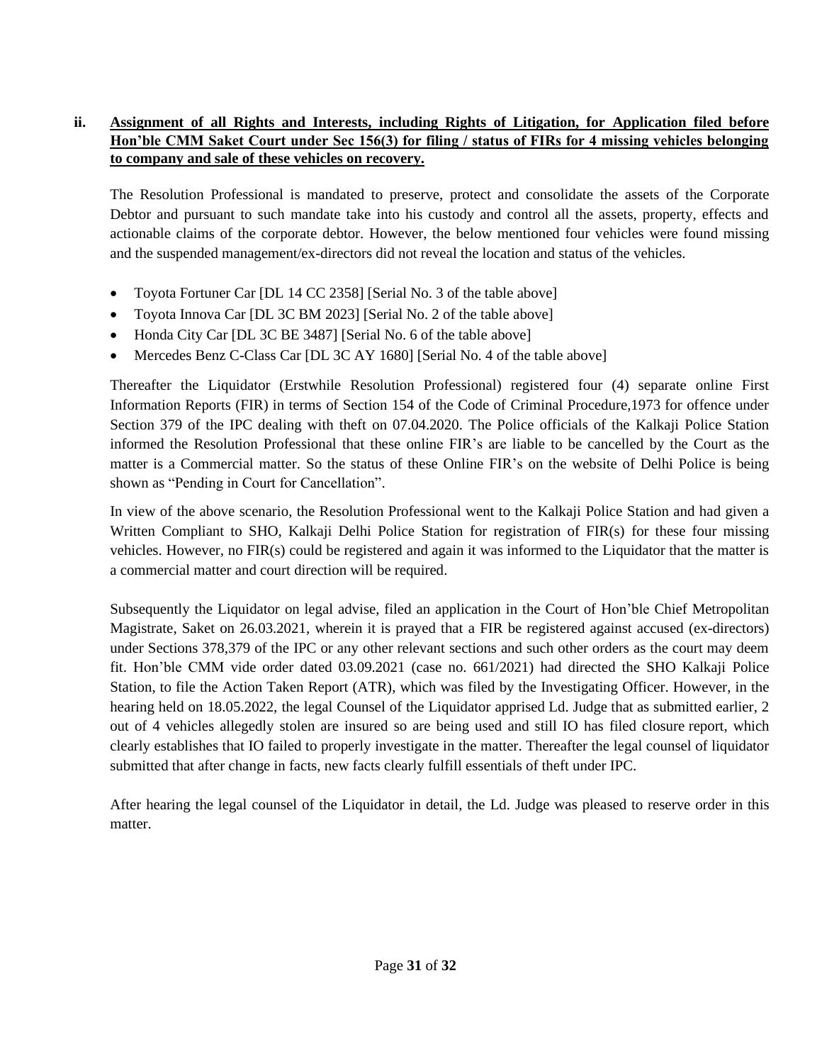**ii. <u>Assignment of all Rights and Interests, including Rights of Litigation, for Application filed before Hon'ble CMM Saket Court under Sec 156(3) for filing / status of FIRs for 4 missing vehicles belonging to company and sale of these vehicles on recovery.</u>**

The Resolution Professional is mandated to preserve, protect and consolidate the assets of the Corporate Debtor and pursuant to such mandate take into his custody and control all the assets, property, effects and actionable claims of the corporate debtor. However, the below mentioned four vehicles were found missing and the suspended management/ex-directors did not reveal the location and status of the vehicles.

- Toyota Fortuner Car [DL 14 CC 2358] [Serial No. 3 of the table above]
- Toyota Innova Car [DL 3C BM 2023] [Serial No. 2 of the table above]
- Honda City Car [DL 3C BE 3487] [Serial No. 6 of the table above]
- Mercedes Benz C-Class Car [DL 3C AY 1680] [Serial No. 4 of the table above]

Thereafter the Liquidator (Erstwhile Resolution Professional) registered four (4) separate online First Information Reports (FIR) in terms of Section 154 of the Code of Criminal Procedure,1973 for offence under Section 379 of the IPC dealing with theft on 07.04.2020. The Police officials of the Kalkaji Police Station informed the Resolution Professional that these online FIR's are liable to be cancelled by the Court as the matter is a Commercial matter. So the status of these Online FIR's on the website of Delhi Police is being shown as "Pending in Court for Cancellation".

In view of the above scenario, the Resolution Professional went to the Kalkaji Police Station and had given a Written Compliant to SHO, Kalkaji Delhi Police Station for registration of FIR(s) for these four missing vehicles. However, no FIR(s) could be registered and again it was informed to the Liquidator that the matter is a commercial matter and court direction will be required.

Subsequently the Liquidator on legal advise, filed an application in the Court of Hon'ble Chief Metropolitan Magistrate, Saket on 26.03.2021, wherein it is prayed that a FIR be registered against accused (ex-directors) under Sections 378,379 of the IPC or any other relevant sections and such other orders as the court may deem fit. Hon'ble CMM vide order dated 03.09.2021 (case no. 661/2021) had directed the SHO Kalkaji Police Station, to file the Action Taken Report (ATR), which was filed by the Investigating Officer. However, in the hearing held on 18.05.2022, the legal Counsel of the Liquidator apprised Ld. Judge that as submitted earlier, 2 out of 4 vehicles allegedly stolen are insured so are being used and still IO has filed closure report, which clearly establishes that IO failed to properly investigate in the matter. Thereafter the legal counsel of liquidator submitted that after change in facts, new facts clearly fulfill essentials of theft under IPC.

After hearing the legal counsel of the Liquidator in detail, the Ld. Judge was pleased to reserve order in this matter.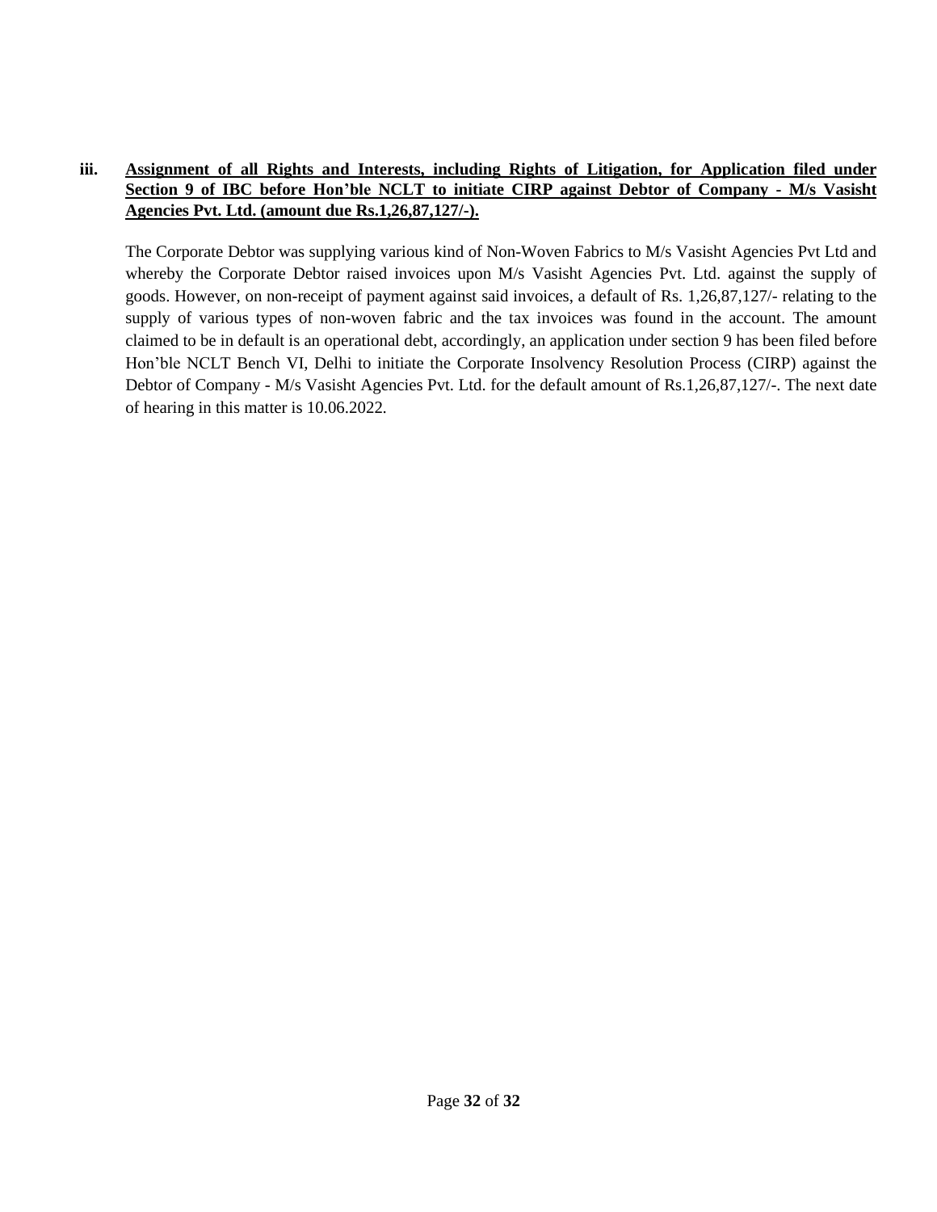**iii. <u>Assignment of all Rights and Interests, including Rights of Litigation, for Application filed under Section 9 of IBC before Hon'ble NCLT to initiate CIRP against Debtor of Company - M/s Vasisht Agencies Pvt. Ltd. (amount due Rs.1,26,87,127/-).</u>**

The Corporate Debtor was supplying various kind of Non-Woven Fabrics to M/s Vasisht Agencies Pvt Ltd and whereby the Corporate Debtor raised invoices upon M/s Vasisht Agencies Pvt. Ltd. against the supply of goods. However, on non-receipt of payment against said invoices, a default of Rs. 1,26,87,127/- relating to the supply of various types of non-woven fabric and the tax invoices was found in the account. The amount claimed to be in default is an operational debt, accordingly, an application under section 9 has been filed before Hon'ble NCLT Bench VI, Delhi to initiate the Corporate Insolvency Resolution Process (CIRP) against the Debtor of Company - M/s Vasisht Agencies Pvt. Ltd. for the default amount of Rs.1,26,87,127/-. The next date of hearing in this matter is 10.06.2022.